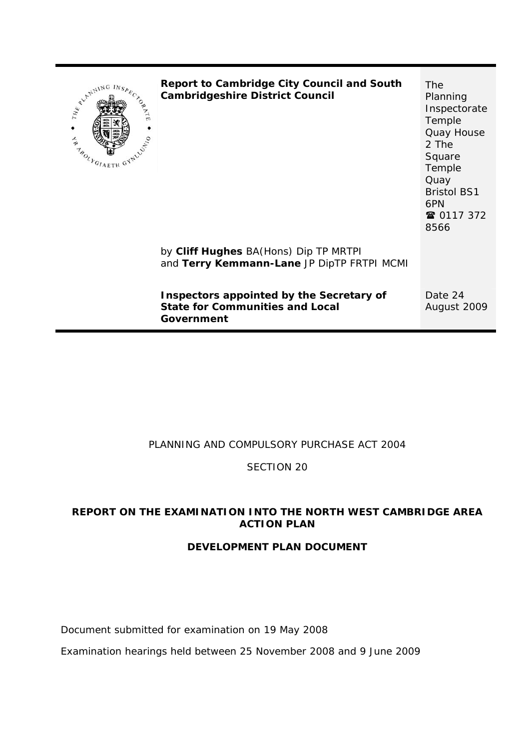**Report to Cambridge City Council and South Cambridgeshire District Council**

The Planning Inspectorate
Temple Quay House
2 The Square
Temple Quay
Bristol BS1 6PN
☎ 0117 372 8566

by **Cliff Hughes** BA(Hons) Dip TP MRTPI
and **Terry Kemmann-Lane** JP DipTP FRTPI MCMI

**Inspectors appointed by the Secretary of State for Communities and Local Government**

Date 24 August 2009

PLANNING AND COMPULSORY PURCHASE ACT 2004

SECTION 20

**REPORT ON THE EXAMINATION INTO THE NORTH WEST CAMBRIDGE AREA ACTION PLAN**

**DEVELOPMENT PLAN DOCUMENT**

Document submitted for examination on 19 May 2008

Examination hearings held between 25 November 2008 and 9 June 2009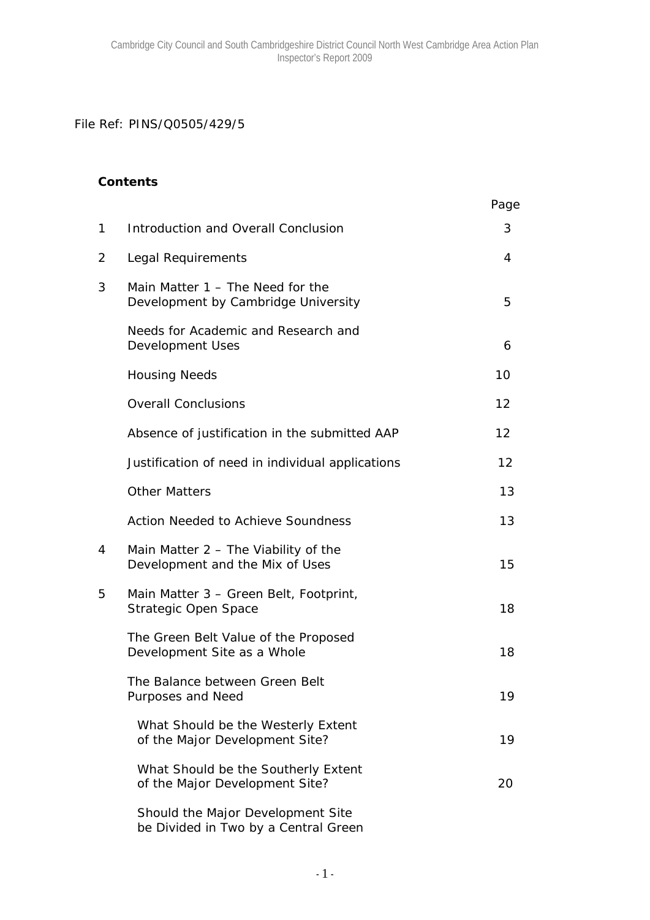File Ref: PINS/Q0505/429/5

**Contents**

| | | Page |
|---|---|---|
| 1 | Introduction and Overall Conclusion | 3 |
| 2 | Legal Requirements | 4 |
| 3 | Main Matter 1 – The Need for the Development by Cambridge University | 5 |
| | Needs for Academic and Research and Development Uses | 6 |
| | Housing Needs | 10 |
| | Overall Conclusions | 12 |
| | Absence of justification in the submitted AAP | 12 |
| | Justification of need in individual applications | 12 |
| | Other Matters | 13 |
| | Action Needed to Achieve Soundness | 13 |
| 4 | Main Matter 2 – The Viability of the Development and the Mix of Uses | 15 |
| 5 | Main Matter 3 – Green Belt, Footprint, Strategic Open Space | 18 |
| | The Green Belt Value of the Proposed Development Site as a Whole | 18 |
| | The Balance between Green Belt Purposes and Need | 19 |
| | What Should be the Westerly Extent of the Major Development Site? | 19 |
| | What Should be the Southerly Extent of the Major Development Site? | 20 |
| | Should the Major Development Site be Divided in Two by a Central Green | |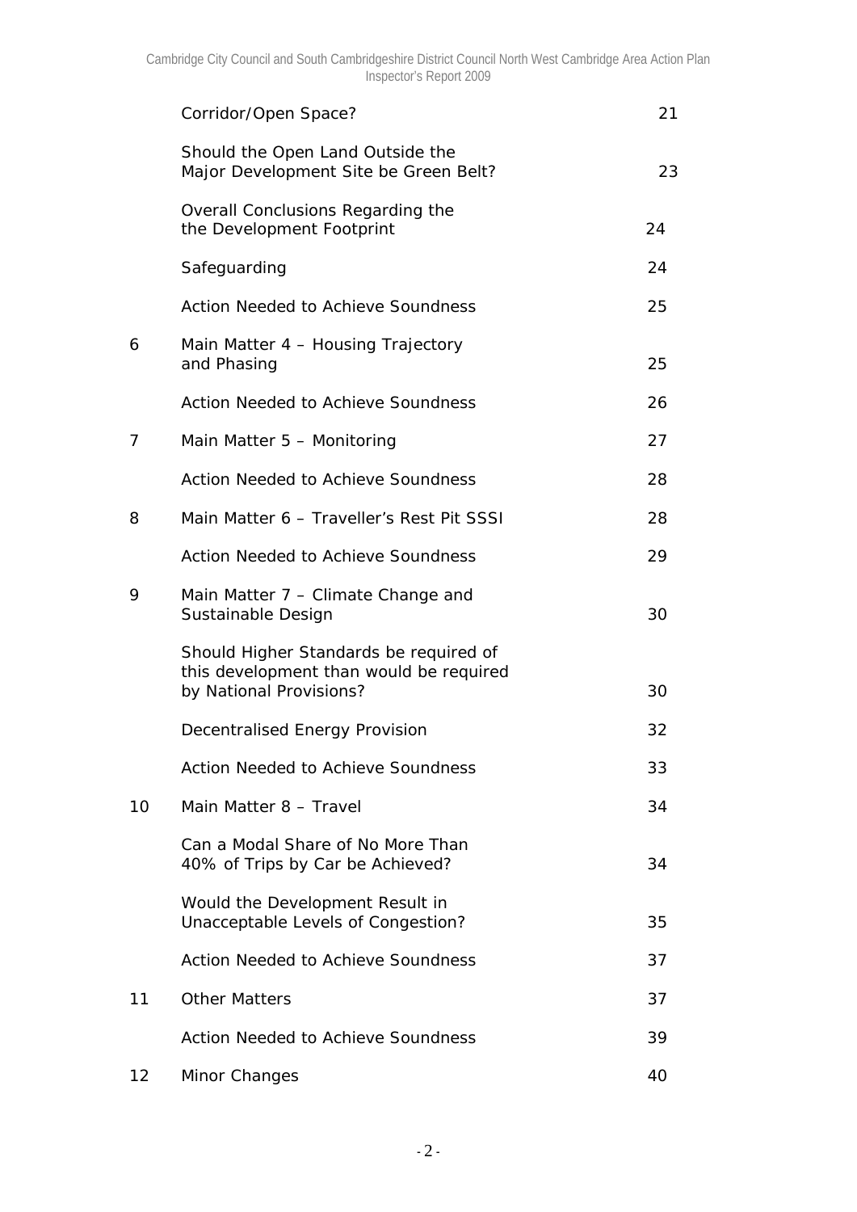| | | |
|---|---|---|
| | Corridor/Open Space? | 21 |
| | Should the Open Land Outside the Major Development Site be Green Belt? | 23 |
| | Overall Conclusions Regarding the the Development Footprint | 24 |
| | Safeguarding | 24 |
| | Action Needed to Achieve Soundness | 25 |
| 6 | Main Matter 4 – Housing Trajectory and Phasing | 25 |
| | Action Needed to Achieve Soundness | 26 |
| 7 | Main Matter 5 – Monitoring | 27 |
| | Action Needed to Achieve Soundness | 28 |
| 8 | Main Matter 6 – Traveller's Rest Pit SSSI | 28 |
| | Action Needed to Achieve Soundness | 29 |
| 9 | Main Matter 7 – Climate Change and Sustainable Design | 30 |
| | Should Higher Standards be required of this development than would be required by National Provisions? | 30 |
| | Decentralised Energy Provision | 32 |
| | Action Needed to Achieve Soundness | 33 |
| 10 | Main Matter 8 – Travel | 34 |
| | Can a Modal Share of No More Than 40% of Trips by Car be Achieved? | 34 |
| | Would the Development Result in Unacceptable Levels of Congestion? | 35 |
| | Action Needed to Achieve Soundness | 37 |
| 11 | Other Matters | 37 |
| | Action Needed to Achieve Soundness | 39 |
| 12 | Minor Changes | 40 |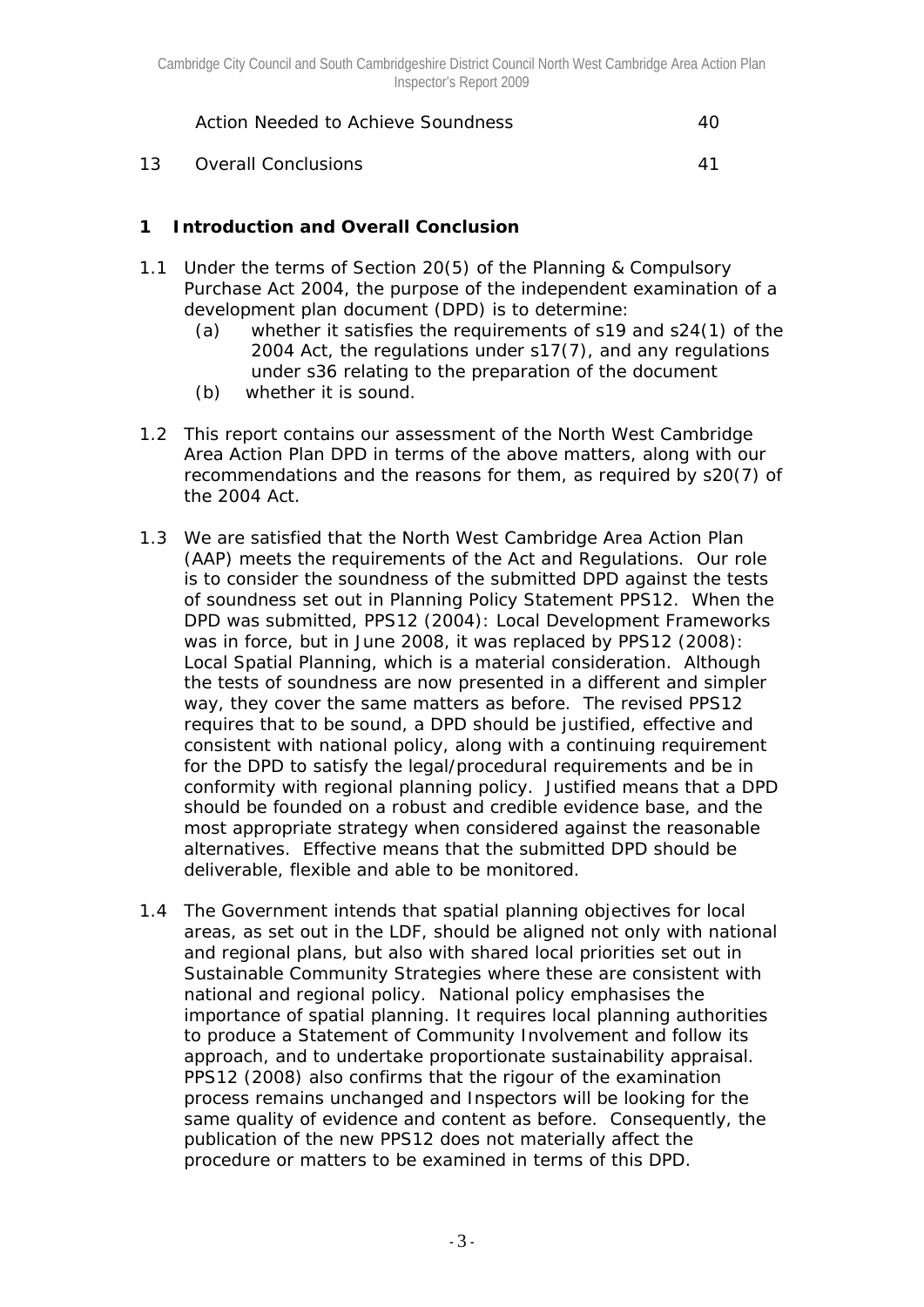| | Action Needed to Achieve Soundness | 40 |
|---|---|---|
| 13 | Overall Conclusions | 41 |

## 1 Introduction and Overall Conclusion

1.1 Under the terms of Section 20(5) of the Planning & Compulsory Purchase Act 2004, the purpose of the independent examination of a development plan document (DPD) is to determine:

- (a) whether it satisfies the requirements of s19 and s24(1) of the 2004 Act, the regulations under s17(7), and any regulations under s36 relating to the preparation of the document
- (b) whether it is sound.

1.2 This report contains our assessment of the North West Cambridge Area Action Plan DPD in terms of the above matters, along with our recommendations and the reasons for them, as required by s20(7) of the 2004 Act.

1.3 We are satisfied that the North West Cambridge Area Action Plan (AAP) meets the requirements of the Act and Regulations. Our role is to consider the soundness of the submitted DPD against the tests of soundness set out in Planning Policy Statement PPS12. When the DPD was submitted, PPS12 (2004): Local Development Frameworks was in force, but in June 2008, it was replaced by PPS12 (2008): Local Spatial Planning, which is a material consideration. Although the tests of soundness are now presented in a different and simpler way, they cover the same matters as before. The revised PPS12 requires that to be sound, a DPD should be justified, effective and consistent with national policy, along with a continuing requirement for the DPD to satisfy the legal/procedural requirements and be in conformity with regional planning policy. Justified means that a DPD should be founded on a robust and credible evidence base, and the most appropriate strategy when considered against the reasonable alternatives. Effective means that the submitted DPD should be deliverable, flexible and able to be monitored.

1.4 The Government intends that spatial planning objectives for local areas, as set out in the LDF, should be aligned not only with national and regional plans, but also with shared local priorities set out in Sustainable Community Strategies where these are consistent with national and regional policy. National policy emphasises the importance of spatial planning. It requires local planning authorities to produce a Statement of Community Involvement and follow its approach, and to undertake proportionate sustainability appraisal. PPS12 (2008) also confirms that the rigour of the examination process remains unchanged and Inspectors will be looking for the same quality of evidence and content as before. Consequently, the publication of the new PPS12 does not materially affect the procedure or matters to be examined in terms of this DPD.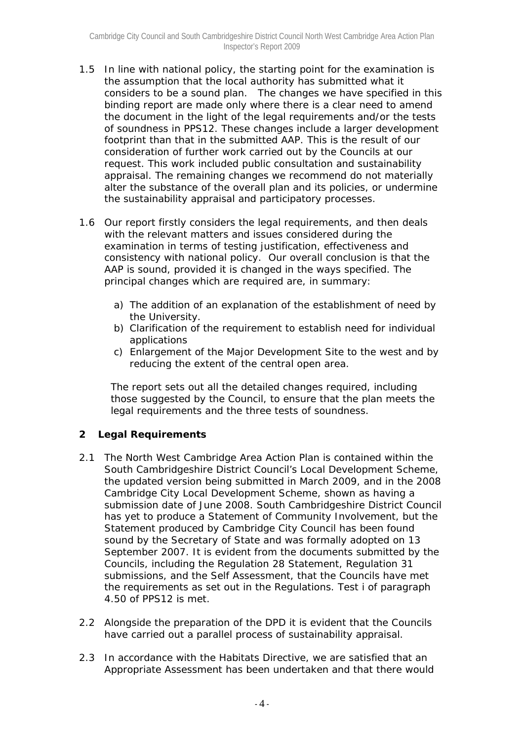1.5 In line with national policy, the starting point for the examination is the assumption that the local authority has submitted what it considers to be a sound plan. The changes we have specified in this binding report are made only where there is a clear need to amend the document in the light of the legal requirements and/or the tests of soundness in PPS12. These changes include a larger development footprint than that in the submitted AAP. This is the result of our consideration of further work carried out by the Councils at our request. This work included public consultation and sustainability appraisal. The remaining changes we recommend do not materially alter the substance of the overall plan and its policies, or undermine the sustainability appraisal and participatory processes.

1.6 Our report firstly considers the legal requirements, and then deals with the relevant matters and issues considered during the examination in terms of testing justification, effectiveness and consistency with national policy. Our overall conclusion is that the AAP is sound, provided it is changed in the ways specified. The principal changes which are required are, in summary:

   a) The addition of an explanation of the establishment of need by the University.
   b) Clarification of the requirement to establish need for individual applications
   c) Enlargement of the Major Development Site to the west and by reducing the extent of the central open area.

   The report sets out all the detailed changes required, including those suggested by the Council, to ensure that the plan meets the legal requirements and the three tests of soundness.

## 2 Legal Requirements

2.1 The North West Cambridge Area Action Plan is contained within the South Cambridgeshire District Council's Local Development Scheme, the updated version being submitted in March 2009, and in the 2008 Cambridge City Local Development Scheme, shown as having a submission date of June 2008. South Cambridgeshire District Council has yet to produce a Statement of Community Involvement, but the Statement produced by Cambridge City Council has been found sound by the Secretary of State and was formally adopted on 13 September 2007. It is evident from the documents submitted by the Councils, including the Regulation 28 Statement, Regulation 31 submissions, and the Self Assessment, that the Councils have met the requirements as set out in the Regulations. Test i of paragraph 4.50 of PPS12 is met.

2.2 Alongside the preparation of the DPD it is evident that the Councils have carried out a parallel process of sustainability appraisal.

2.3 In accordance with the Habitats Directive, we are satisfied that an Appropriate Assessment has been undertaken and that there would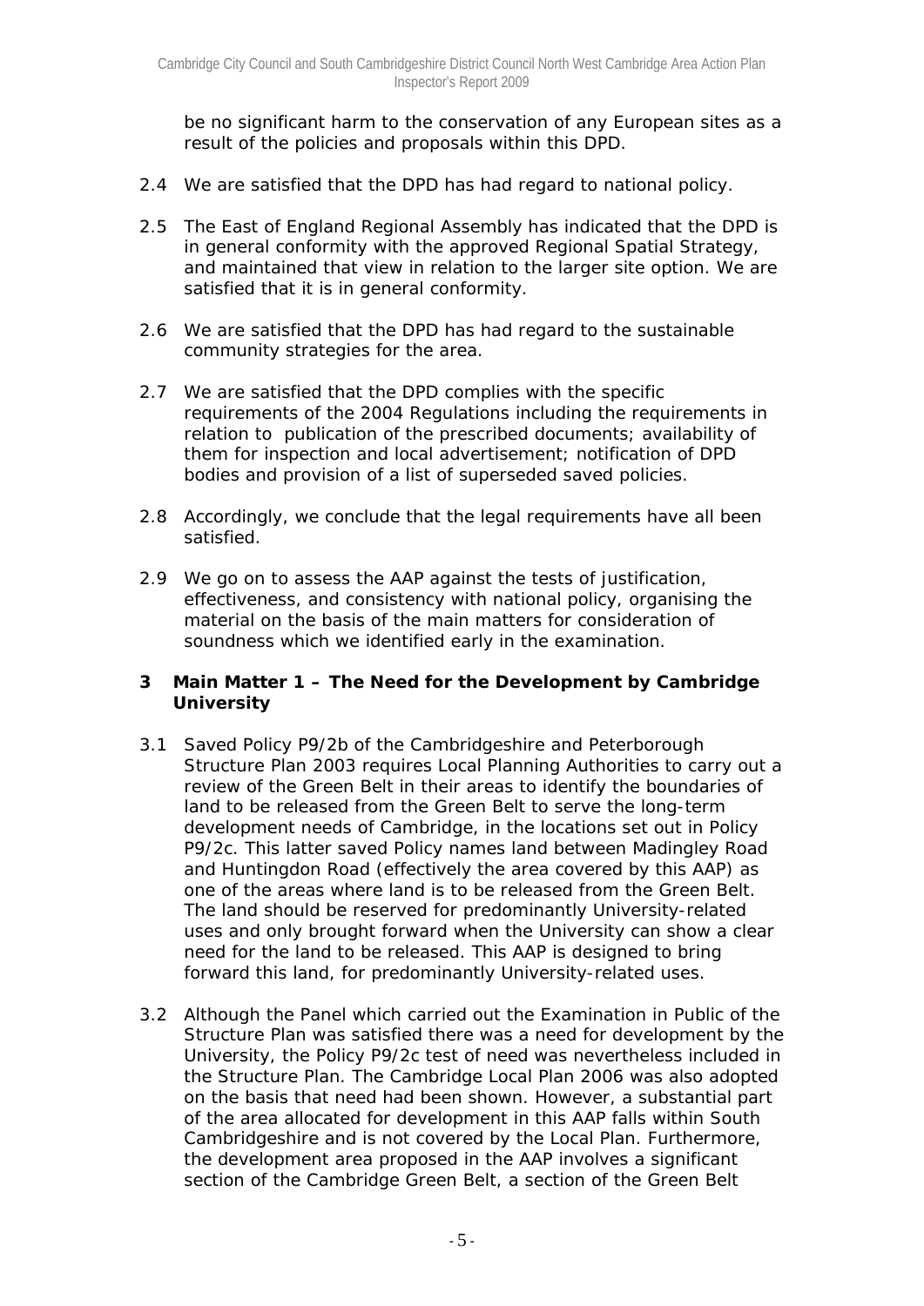be no significant harm to the conservation of any European sites as a result of the policies and proposals within this DPD.

2.4 We are satisfied that the DPD has had regard to national policy.

2.5 The East of England Regional Assembly has indicated that the DPD is in general conformity with the approved Regional Spatial Strategy, and maintained that view in relation to the larger site option. We are satisfied that it is in general conformity.

2.6 We are satisfied that the DPD has had regard to the sustainable community strategies for the area.

2.7 We are satisfied that the DPD complies with the specific requirements of the 2004 Regulations including the requirements in relation to publication of the prescribed documents; availability of them for inspection and local advertisement; notification of DPD bodies and provision of a list of superseded saved policies.

2.8 Accordingly, we conclude that the legal requirements have all been satisfied.

2.9 We go on to assess the AAP against the tests of justification, effectiveness, and consistency with national policy, organising the material on the basis of the main matters for consideration of soundness which we identified early in the examination.

## 3 Main Matter 1 – The Need for the Development by Cambridge University

3.1 Saved Policy P9/2b of the Cambridgeshire and Peterborough Structure Plan 2003 requires Local Planning Authorities to carry out a review of the Green Belt in their areas to identify the boundaries of land to be released from the Green Belt to serve the long-term development needs of Cambridge, in the locations set out in Policy P9/2c. This latter saved Policy names land between Madingley Road and Huntingdon Road (effectively the area covered by this AAP) as one of the areas where land is to be released from the Green Belt. The land should be reserved for predominantly University-related uses and only brought forward when the University can show a clear need for the land to be released. This AAP is designed to bring forward this land, for predominantly University-related uses.

3.2 Although the Panel which carried out the Examination in Public of the Structure Plan was satisfied there was a need for development by the University, the Policy P9/2c test of need was nevertheless included in the Structure Plan. The Cambridge Local Plan 2006 was also adopted on the basis that need had been shown. However, a substantial part of the area allocated for development in this AAP falls within South Cambridgeshire and is not covered by the Local Plan. Furthermore, the development area proposed in the AAP involves a significant section of the Cambridge Green Belt, a section of the Green Belt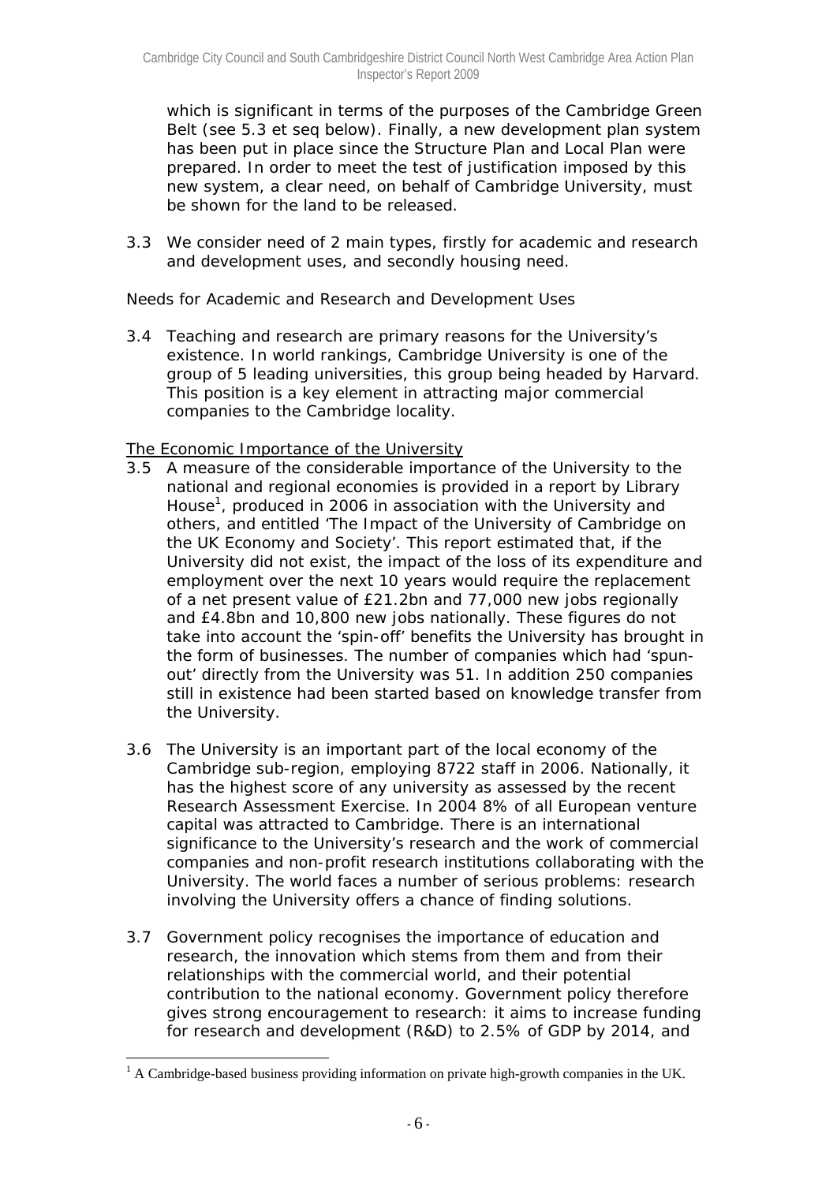which is significant in terms of the purposes of the Cambridge Green Belt (see 5.3 et seq below). Finally, a new development plan system has been put in place since the Structure Plan and Local Plan were prepared. In order to meet the test of justification imposed by this new system, a clear need, on behalf of Cambridge University, must be shown for the land to be released.

3.3 We consider need of 2 main types, firstly for academic and research and development uses, and secondly housing need.

Needs for Academic and Research and Development Uses

3.4 Teaching and research are primary reasons for the University's existence. In world rankings, Cambridge University is one of the group of 5 leading universities, this group being headed by Harvard. This position is a key element in attracting major commercial companies to the Cambridge locality.

The Economic Importance of the University

3.5 A measure of the considerable importance of the University to the national and regional economies is provided in a report by Library House[1], produced in 2006 in association with the University and others, and entitled 'The Impact of the University of Cambridge on the UK Economy and Society'. This report estimated that, if the University did not exist, the impact of the loss of its expenditure and employment over the next 10 years would require the replacement of a net present value of £21.2bn and 77,000 new jobs regionally and £4.8bn and 10,800 new jobs nationally. These figures do not take into account the 'spin-off' benefits the University has brought in the form of businesses. The number of companies which had 'spun-out' directly from the University was 51. In addition 250 companies still in existence had been started based on knowledge transfer from the University.

3.6 The University is an important part of the local economy of the Cambridge sub-region, employing 8722 staff in 2006. Nationally, it has the highest score of any university as assessed by the recent Research Assessment Exercise. In 2004 8% of all European venture capital was attracted to Cambridge. There is an international significance to the University's research and the work of commercial companies and non-profit research institutions collaborating with the University. The world faces a number of serious problems: research involving the University offers a chance of finding solutions.

3.7 Government policy recognises the importance of education and research, the innovation which stems from them and from their relationships with the commercial world, and their potential contribution to the national economy. Government policy therefore gives strong encouragement to research: it aims to increase funding for research and development (R&D) to 2.5% of GDP by 2014, and

[1] A Cambridge-based business providing information on private high-growth companies in the UK.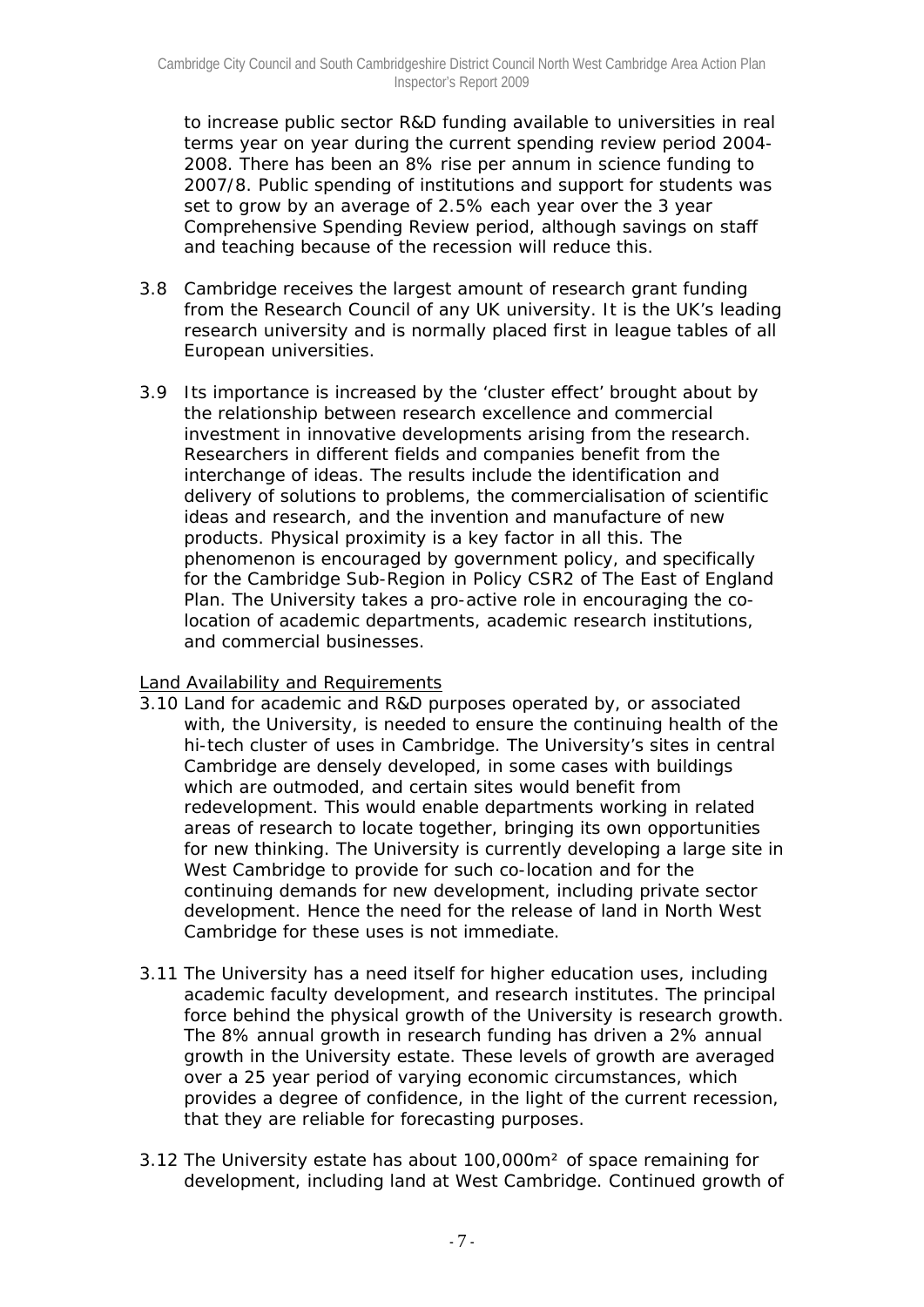to increase public sector R&D funding available to universities in real terms year on year during the current spending review period 2004-2008. There has been an 8% rise per annum in science funding to 2007/8. Public spending of institutions and support for students was set to grow by an average of 2.5% each year over the 3 year Comprehensive Spending Review period, although savings on staff and teaching because of the recession will reduce this.

3.8 Cambridge receives the largest amount of research grant funding from the Research Council of any UK university. It is the UK's leading research university and is normally placed first in league tables of all European universities.

3.9 Its importance is increased by the 'cluster effect' brought about by the relationship between research excellence and commercial investment in innovative developments arising from the research. Researchers in different fields and companies benefit from the interchange of ideas. The results include the identification and delivery of solutions to problems, the commercialisation of scientific ideas and research, and the invention and manufacture of new products. Physical proximity is a key factor in all this. The phenomenon is encouraged by government policy, and specifically for the Cambridge Sub-Region in Policy CSR2 of The East of England Plan. The University takes a pro-active role in encouraging the co-location of academic departments, academic research institutions, and commercial businesses.

Land Availability and Requirements

3.10 Land for academic and R&D purposes operated by, or associated with, the University, is needed to ensure the continuing health of the hi-tech cluster of uses in Cambridge. The University's sites in central Cambridge are densely developed, in some cases with buildings which are outmoded, and certain sites would benefit from redevelopment. This would enable departments working in related areas of research to locate together, bringing its own opportunities for new thinking. The University is currently developing a large site in West Cambridge to provide for such co-location and for the continuing demands for new development, including private sector development. Hence the need for the release of land in North West Cambridge for these uses is not immediate.

3.11 The University has a need itself for higher education uses, including academic faculty development, and research institutes. The principal force behind the physical growth of the University is research growth. The 8% annual growth in research funding has driven a 2% annual growth in the University estate. These levels of growth are averaged over a 25 year period of varying economic circumstances, which provides a degree of confidence, in the light of the current recession, that they are reliable for forecasting purposes.

3.12 The University estate has about 100,000m² of space remaining for development, including land at West Cambridge. Continued growth of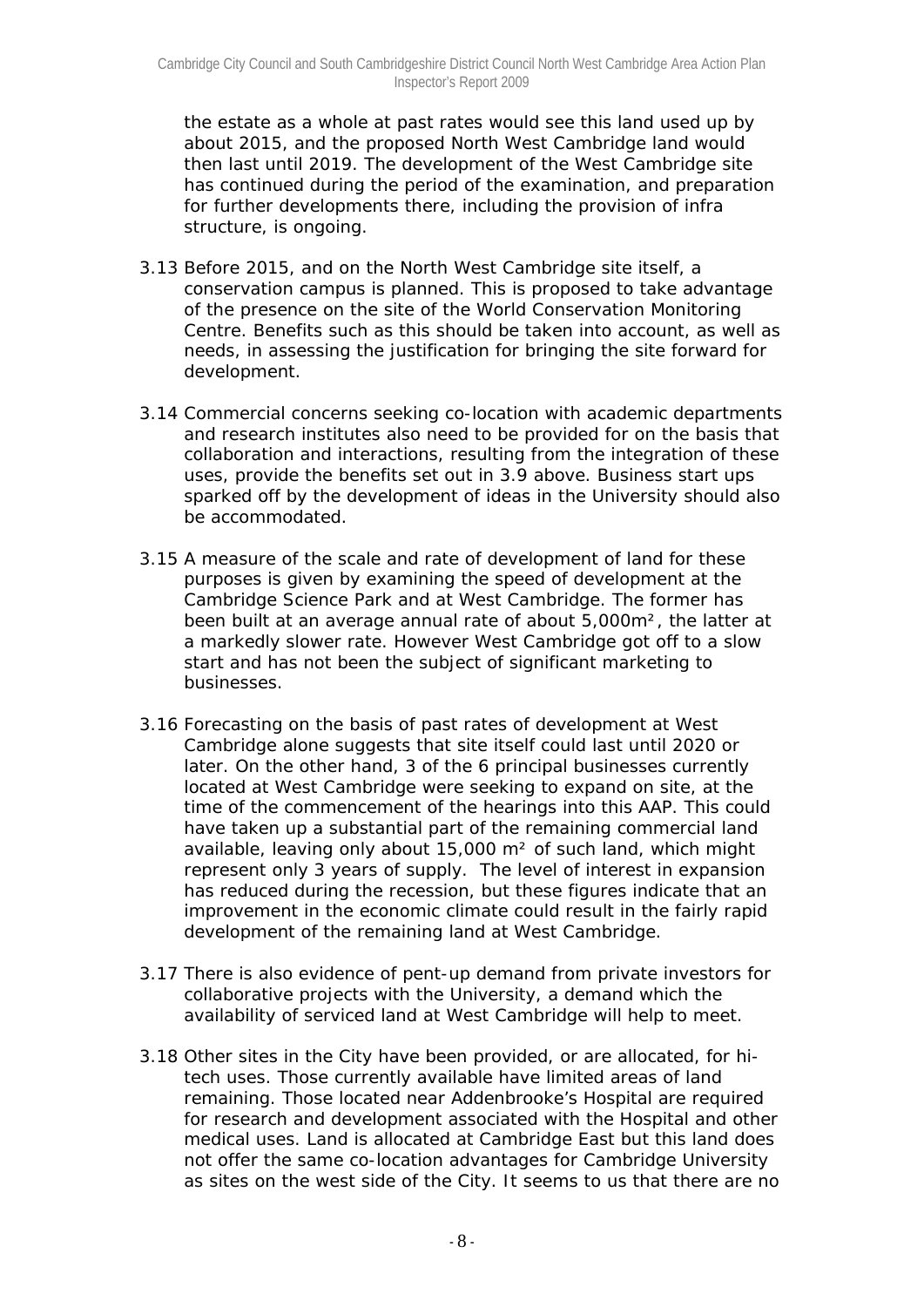the estate as a whole at past rates would see this land used up by about 2015, and the proposed North West Cambridge land would then last until 2019. The development of the West Cambridge site has continued during the period of the examination, and preparation for further developments there, including the provision of infra structure, is ongoing.

3.13 Before 2015, and on the North West Cambridge site itself, a conservation campus is planned. This is proposed to take advantage of the presence on the site of the World Conservation Monitoring Centre. Benefits such as this should be taken into account, as well as needs, in assessing the justification for bringing the site forward for development.

3.14 Commercial concerns seeking co-location with academic departments and research institutes also need to be provided for on the basis that collaboration and interactions, resulting from the integration of these uses, provide the benefits set out in 3.9 above. Business start ups sparked off by the development of ideas in the University should also be accommodated.

3.15 A measure of the scale and rate of development of land for these purposes is given by examining the speed of development at the Cambridge Science Park and at West Cambridge. The former has been built at an average annual rate of about 5,000m², the latter at a markedly slower rate. However West Cambridge got off to a slow start and has not been the subject of significant marketing to businesses.

3.16 Forecasting on the basis of past rates of development at West Cambridge alone suggests that site itself could last until 2020 or later. On the other hand, 3 of the 6 principal businesses currently located at West Cambridge were seeking to expand on site, at the time of the commencement of the hearings into this AAP. This could have taken up a substantial part of the remaining commercial land available, leaving only about 15,000 m² of such land, which might represent only 3 years of supply. The level of interest in expansion has reduced during the recession, but these figures indicate that an improvement in the economic climate could result in the fairly rapid development of the remaining land at West Cambridge.

3.17 There is also evidence of pent-up demand from private investors for collaborative projects with the University, a demand which the availability of serviced land at West Cambridge will help to meet.

3.18 Other sites in the City have been provided, or are allocated, for hi-tech uses. Those currently available have limited areas of land remaining. Those located near Addenbrooke's Hospital are required for research and development associated with the Hospital and other medical uses. Land is allocated at Cambridge East but this land does not offer the same co-location advantages for Cambridge University as sites on the west side of the City. It seems to us that there are no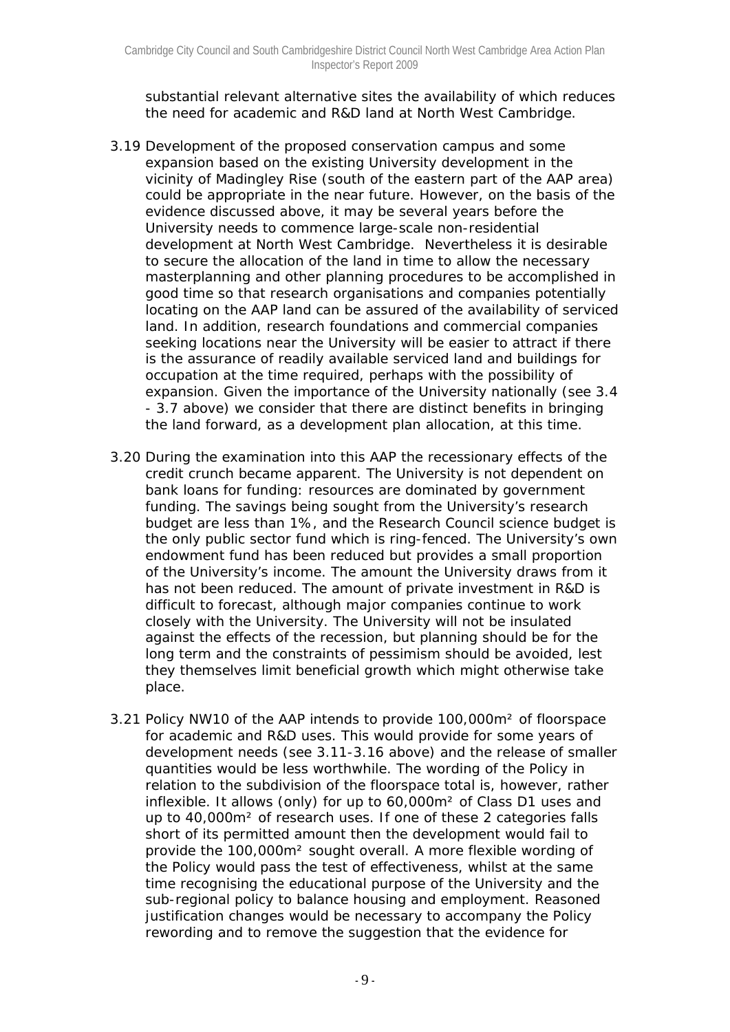substantial relevant alternative sites the availability of which reduces the need for academic and R&D land at North West Cambridge.

3.19 Development of the proposed conservation campus and some expansion based on the existing University development in the vicinity of Madingley Rise (south of the eastern part of the AAP area) could be appropriate in the near future. However, on the basis of the evidence discussed above, it may be several years before the University needs to commence large-scale non-residential development at North West Cambridge. Nevertheless it is desirable to secure the allocation of the land in time to allow the necessary masterplanning and other planning procedures to be accomplished in good time so that research organisations and companies potentially locating on the AAP land can be assured of the availability of serviced land. In addition, research foundations and commercial companies seeking locations near the University will be easier to attract if there is the assurance of readily available serviced land and buildings for occupation at the time required, perhaps with the possibility of expansion. Given the importance of the University nationally (see 3.4 - 3.7 above) we consider that there are distinct benefits in bringing the land forward, as a development plan allocation, at this time.

3.20 During the examination into this AAP the recessionary effects of the credit crunch became apparent. The University is not dependent on bank loans for funding: resources are dominated by government funding. The savings being sought from the University's research budget are less than 1%, and the Research Council science budget is the only public sector fund which is ring-fenced. The University's own endowment fund has been reduced but provides a small proportion of the University's income. The amount the University draws from it has not been reduced. The amount of private investment in R&D is difficult to forecast, although major companies continue to work closely with the University. The University will not be insulated against the effects of the recession, but planning should be for the long term and the constraints of pessimism should be avoided, lest they themselves limit beneficial growth which might otherwise take place.

3.21 Policy NW10 of the AAP intends to provide 100,000m² of floorspace for academic and R&D uses. This would provide for some years of development needs (see 3.11-3.16 above) and the release of smaller quantities would be less worthwhile. The wording of the Policy in relation to the subdivision of the floorspace total is, however, rather inflexible. It allows (only) for up to 60,000m² of Class D1 uses and up to 40,000m² of research uses. If one of these 2 categories falls short of its permitted amount then the development would fail to provide the 100,000m² sought overall. A more flexible wording of the Policy would pass the test of effectiveness, whilst at the same time recognising the educational purpose of the University and the sub-regional policy to balance housing and employment. Reasoned justification changes would be necessary to accompany the Policy rewording and to remove the suggestion that the evidence for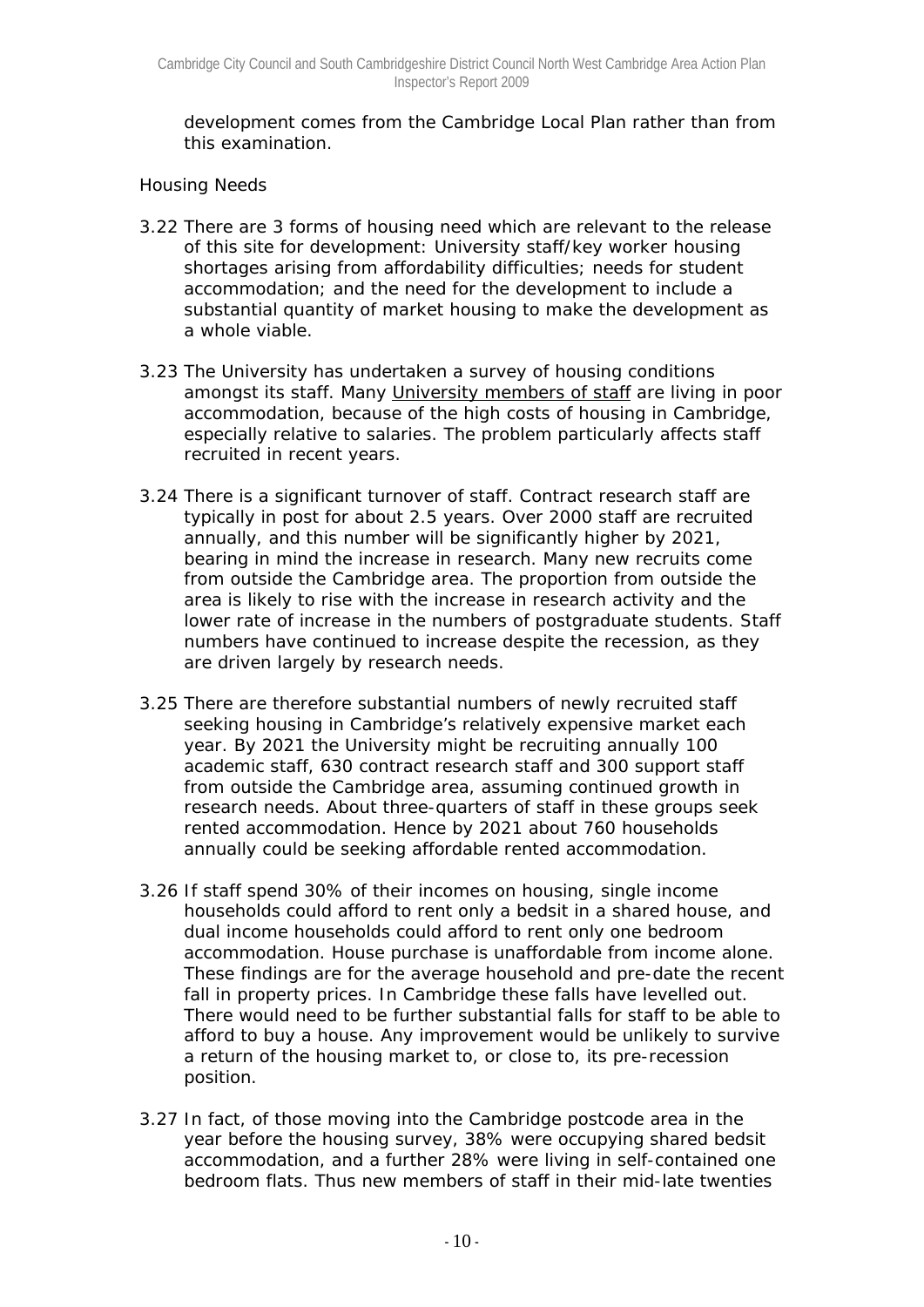development comes from the Cambridge Local Plan rather than from this examination.

Housing Needs

3.22 There are 3 forms of housing need which are relevant to the release of this site for development: University staff/key worker housing shortages arising from affordability difficulties; needs for student accommodation; and the need for the development to include a substantial quantity of market housing to make the development as a whole viable.

3.23 The University has undertaken a survey of housing conditions amongst its staff. Many University members of staff are living in poor accommodation, because of the high costs of housing in Cambridge, especially relative to salaries. The problem particularly affects staff recruited in recent years.

3.24 There is a significant turnover of staff. Contract research staff are typically in post for about 2.5 years. Over 2000 staff are recruited annually, and this number will be significantly higher by 2021, bearing in mind the increase in research. Many new recruits come from outside the Cambridge area. The proportion from outside the area is likely to rise with the increase in research activity and the lower rate of increase in the numbers of postgraduate students. Staff numbers have continued to increase despite the recession, as they are driven largely by research needs.

3.25 There are therefore substantial numbers of newly recruited staff seeking housing in Cambridge's relatively expensive market each year. By 2021 the University might be recruiting annually 100 academic staff, 630 contract research staff and 300 support staff from outside the Cambridge area, assuming continued growth in research needs. About three-quarters of staff in these groups seek rented accommodation. Hence by 2021 about 760 households annually could be seeking affordable rented accommodation.

3.26 If staff spend 30% of their incomes on housing, single income households could afford to rent only a bedsit in a shared house, and dual income households could afford to rent only one bedroom accommodation. House purchase is unaffordable from income alone. These findings are for the average household and pre-date the recent fall in property prices. In Cambridge these falls have levelled out. There would need to be further substantial falls for staff to be able to afford to buy a house. Any improvement would be unlikely to survive a return of the housing market to, or close to, its pre-recession position.

3.27 In fact, of those moving into the Cambridge postcode area in the year before the housing survey, 38% were occupying shared bedsit accommodation, and a further 28% were living in self-contained one bedroom flats. Thus new members of staff in their mid-late twenties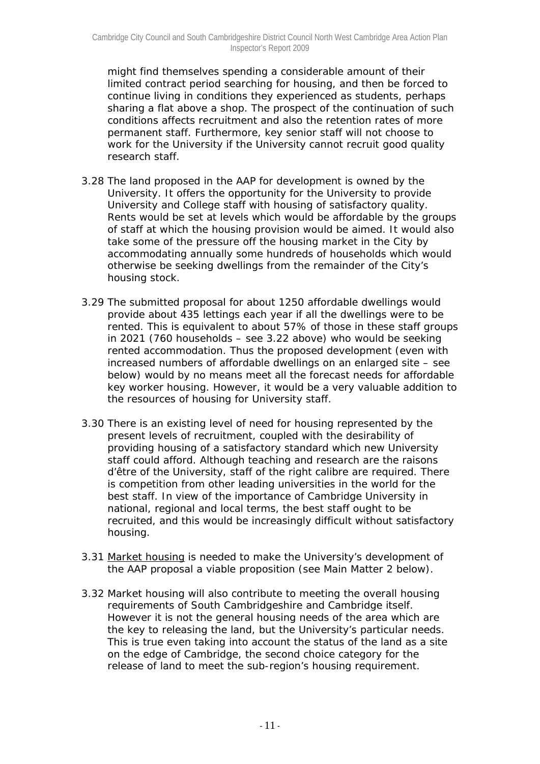might find themselves spending a considerable amount of their limited contract period searching for housing, and then be forced to continue living in conditions they experienced as students, perhaps sharing a flat above a shop. The prospect of the continuation of such conditions affects recruitment and also the retention rates of more permanent staff. Furthermore, key senior staff will not choose to work for the University if the University cannot recruit good quality research staff.

3.28 The land proposed in the AAP for development is owned by the University. It offers the opportunity for the University to provide University and College staff with housing of satisfactory quality. Rents would be set at levels which would be affordable by the groups of staff at which the housing provision would be aimed. It would also take some of the pressure off the housing market in the City by accommodating annually some hundreds of households which would otherwise be seeking dwellings from the remainder of the City's housing stock.

3.29 The submitted proposal for about 1250 affordable dwellings would provide about 435 lettings each year if all the dwellings were to be rented. This is equivalent to about 57% of those in these staff groups in 2021 (760 households – see 3.22 above) who would be seeking rented accommodation. Thus the proposed development (even with increased numbers of affordable dwellings on an enlarged site – see below) would by no means meet all the forecast needs for affordable key worker housing. However, it would be a very valuable addition to the resources of housing for University staff.

3.30 There is an existing level of need for housing represented by the present levels of recruitment, coupled with the desirability of providing housing of a satisfactory standard which new University staff could afford. Although teaching and research are the raisons d'être of the University, staff of the right calibre are required. There is competition from other leading universities in the world for the best staff. In view of the importance of Cambridge University in national, regional and local terms, the best staff ought to be recruited, and this would be increasingly difficult without satisfactory housing.

3.31 Market housing is needed to make the University's development of the AAP proposal a viable proposition (see Main Matter 2 below).

3.32 Market housing will also contribute to meeting the overall housing requirements of South Cambridgeshire and Cambridge itself. However it is not the general housing needs of the area which are the key to releasing the land, but the University's particular needs. This is true even taking into account the status of the land as a site on the edge of Cambridge, the second choice category for the release of land to meet the sub-region's housing requirement.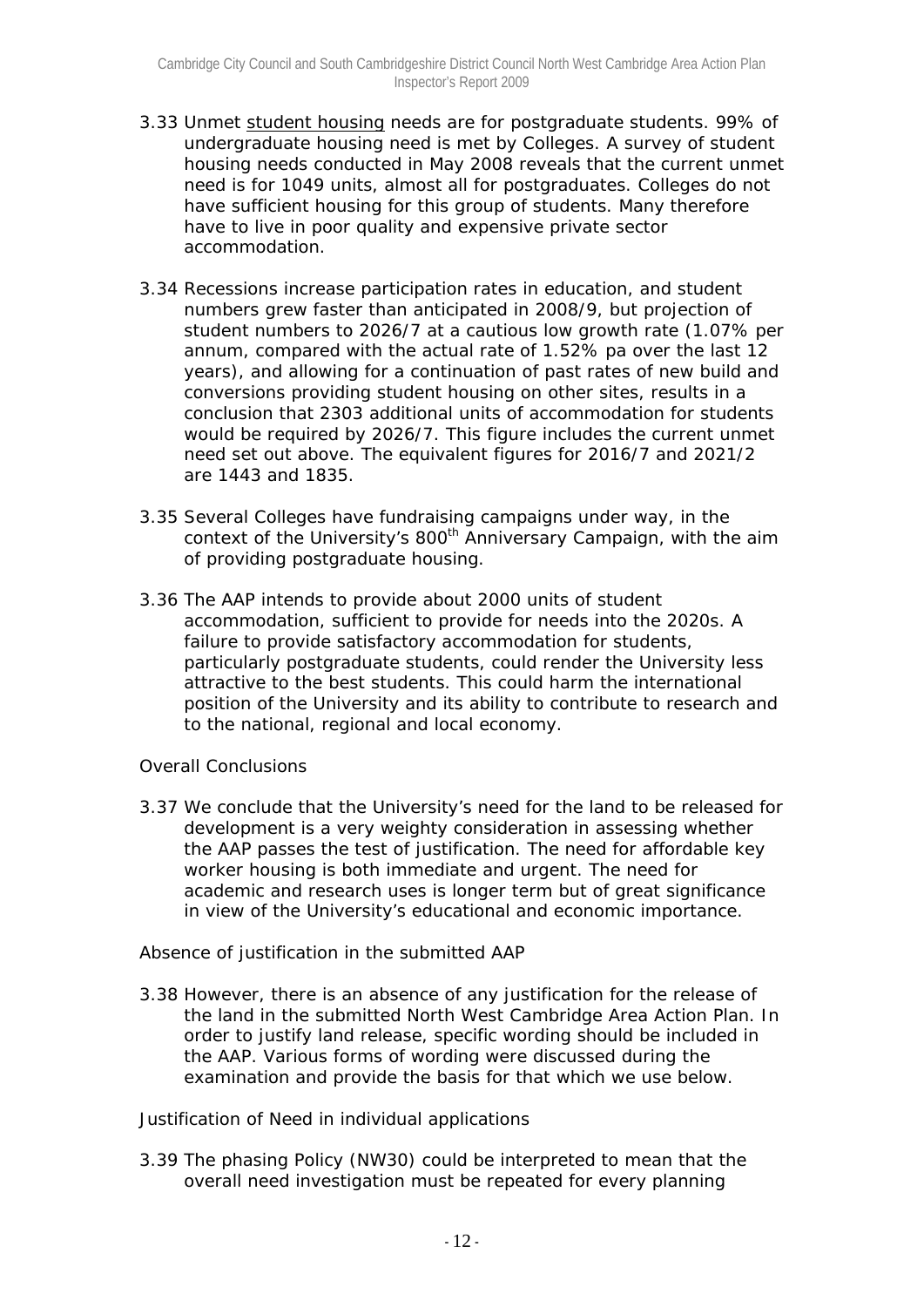3.33 Unmet student housing needs are for postgraduate students. 99% of undergraduate housing need is met by Colleges. A survey of student housing needs conducted in May 2008 reveals that the current unmet need is for 1049 units, almost all for postgraduates. Colleges do not have sufficient housing for this group of students. Many therefore have to live in poor quality and expensive private sector accommodation.

3.34 Recessions increase participation rates in education, and student numbers grew faster than anticipated in 2008/9, but projection of student numbers to 2026/7 at a cautious low growth rate (1.07% per annum, compared with the actual rate of 1.52% pa over the last 12 years), and allowing for a continuation of past rates of new build and conversions providing student housing on other sites, results in a conclusion that 2303 additional units of accommodation for students would be required by 2026/7. This figure includes the current unmet need set out above. The equivalent figures for 2016/7 and 2021/2 are 1443 and 1835.

3.35 Several Colleges have fundraising campaigns under way, in the context of the University's 800th Anniversary Campaign, with the aim of providing postgraduate housing.

3.36 The AAP intends to provide about 2000 units of student accommodation, sufficient to provide for needs into the 2020s. A failure to provide satisfactory accommodation for students, particularly postgraduate students, could render the University less attractive to the best students. This could harm the international position of the University and its ability to contribute to research and to the national, regional and local economy.

Overall Conclusions

3.37 We conclude that the University's need for the land to be released for development is a very weighty consideration in assessing whether the AAP passes the test of justification. The need for affordable key worker housing is both immediate and urgent. The need for academic and research uses is longer term but of great significance in view of the University's educational and economic importance.

Absence of justification in the submitted AAP

3.38 However, there is an absence of any justification for the release of the land in the submitted North West Cambridge Area Action Plan. In order to justify land release, specific wording should be included in the AAP. Various forms of wording were discussed during the examination and provide the basis for that which we use below.

Justification of Need in individual applications

3.39 The phasing Policy (NW30) could be interpreted to mean that the overall need investigation must be repeated for every planning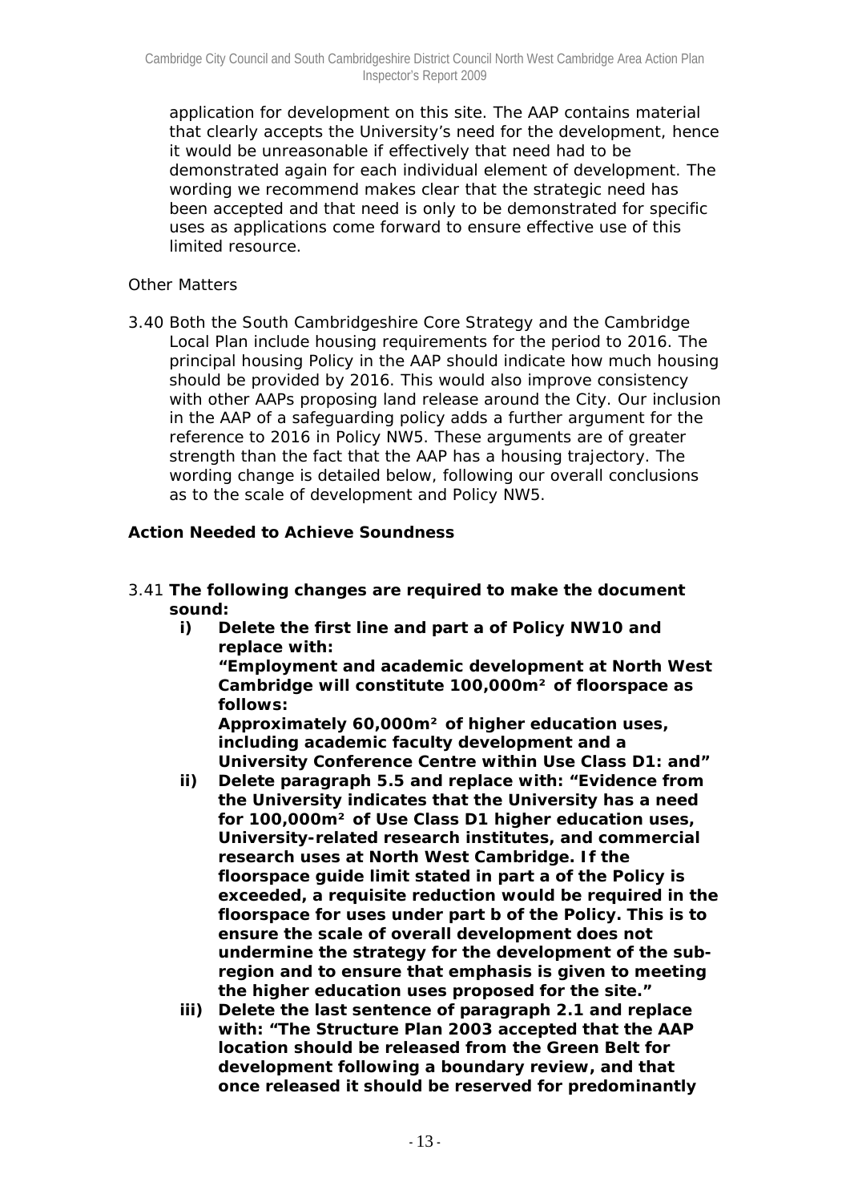application for development on this site. The AAP contains material that clearly accepts the University's need for the development, hence it would be unreasonable if effectively that need had to be demonstrated again for each individual element of development. The wording we recommend makes clear that the strategic need has been accepted and that need is only to be demonstrated for specific uses as applications come forward to ensure effective use of this limited resource.

*Other Matters*

3.40 Both the South Cambridgeshire Core Strategy and the Cambridge Local Plan include housing requirements for the period to 2016. The principal housing Policy in the AAP should indicate how much housing should be provided by 2016. This would also improve consistency with other AAPs proposing land release around the City. Our inclusion in the AAP of a safeguarding policy adds a further argument for the reference to 2016 in Policy NW5. These arguments are of greater strength than the fact that the AAP has a housing trajectory. The wording change is detailed below, following our overall conclusions as to the scale of development and Policy NW5.

**Action Needed to Achieve Soundness**

3.41 **The following changes are required to make the document sound:**

**i) Delete the first line and part a of Policy NW10 and replace with:**
**"Employment and academic development at North West Cambridge will constitute 100,000m² of floorspace as follows:**
**Approximately 60,000m² of higher education uses, including academic faculty development and a University Conference Centre within Use Class D1: and"**

**ii) Delete paragraph 5.5 and replace with: "Evidence from the University indicates that the University has a need for 100,000m² of Use Class D1 higher education uses, University-related research institutes, and commercial research uses at North West Cambridge. If the floorspace guide limit stated in part a of the Policy is exceeded, a requisite reduction would be required in the floorspace for uses under part b of the Policy. This is to ensure the scale of overall development does not undermine the strategy for the development of the sub-region and to ensure that emphasis is given to meeting the higher education uses proposed for the site."**

**iii) Delete the last sentence of paragraph 2.1 and replace with: "The Structure Plan 2003 accepted that the AAP location should be released from the Green Belt for development following a boundary review, and that once released it should be reserved for predominantly**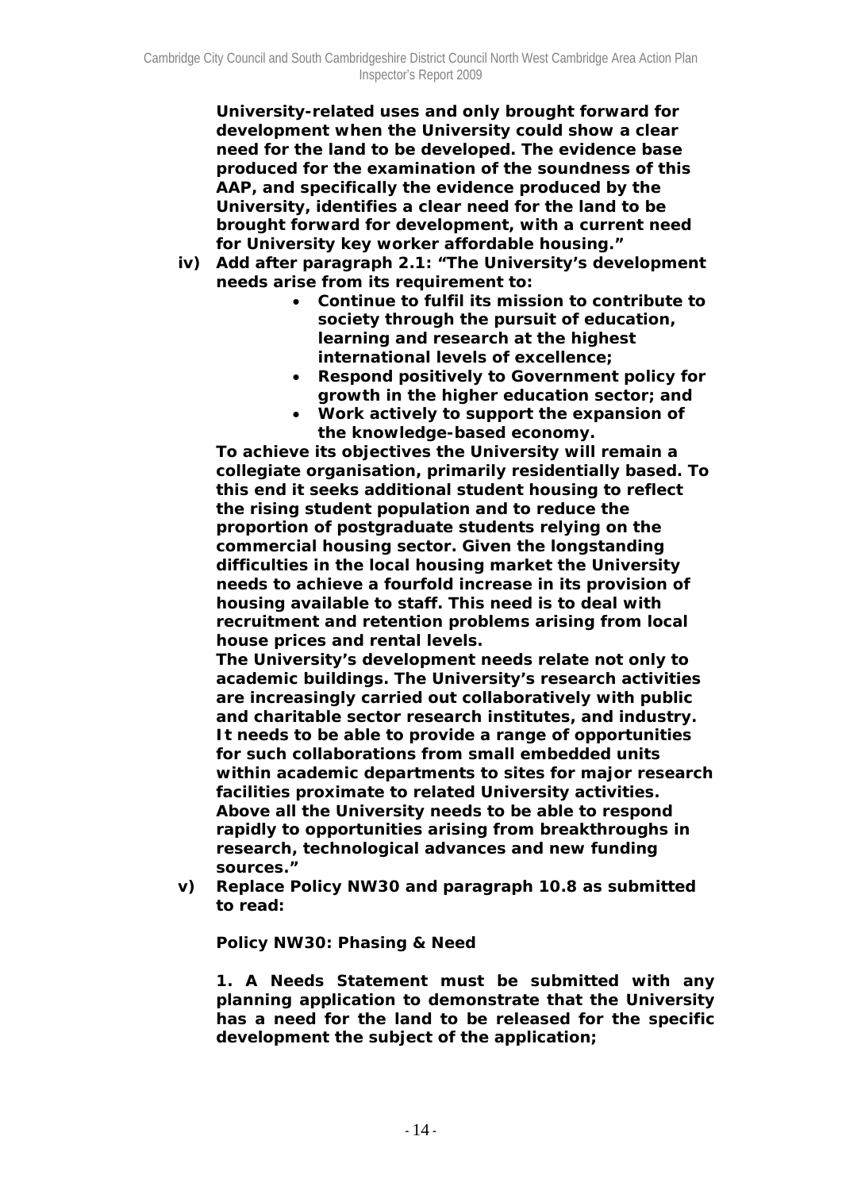**University-related uses and only brought forward for development when the University could show a clear need for the land to be developed. The evidence base produced for the examination of the soundness of this AAP, and specifically the evidence produced by the University, identifies a clear need for the land to be brought forward for development, with a current need for University key worker affordable housing."**

**iv) Add after paragraph 2.1: "The University's development needs arise from its requirement to:**

- **Continue to fulfil its mission to contribute to society through the pursuit of education, learning and research at the highest international levels of excellence;**
- **Respond positively to Government policy for growth in the higher education sector; and**
- **Work actively to support the expansion of the knowledge-based economy.**

**To achieve its objectives the University will remain a collegiate organisation, primarily residentially based. To this end it seeks additional student housing to reflect the rising student population and to reduce the proportion of postgraduate students relying on the commercial housing sector. Given the longstanding difficulties in the local housing market the University needs to achieve a fourfold increase in its provision of housing available to staff. This need is to deal with recruitment and retention problems arising from local house prices and rental levels.**

**The University's development needs relate not only to academic buildings. The University's research activities are increasingly carried out collaboratively with public and charitable sector research institutes, and industry. It needs to be able to provide a range of opportunities for such collaborations from small embedded units within academic departments to sites for major research facilities proximate to related University activities. Above all the University needs to be able to respond rapidly to opportunities arising from breakthroughs in research, technological advances and new funding sources."**

**v) Replace Policy NW30 and paragraph 10.8 as submitted to read:**

**Policy NW30: Phasing & Need**

**1. A Needs Statement must be submitted with any planning application to demonstrate that the University has a need for the land to be released for the specific development the subject of the application;**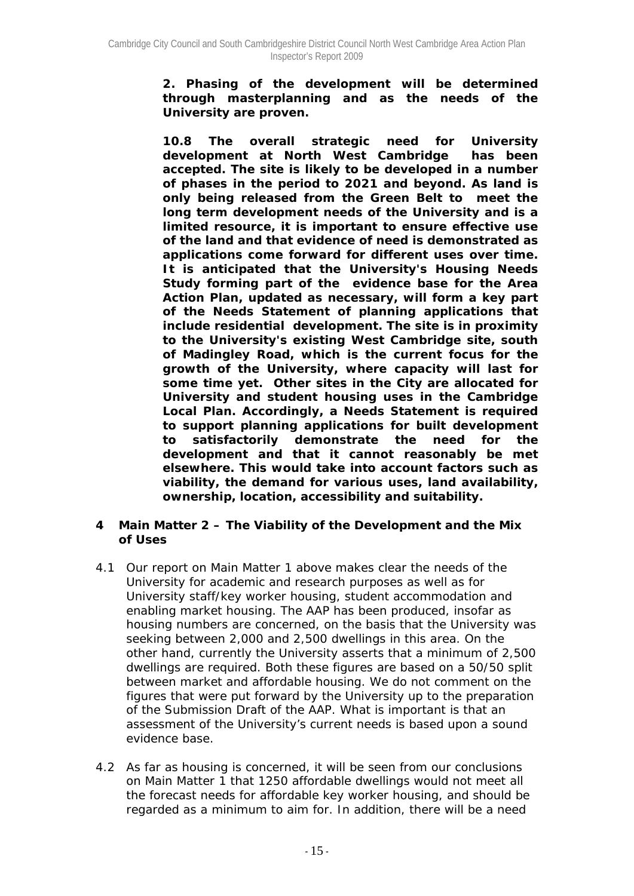**2. Phasing of the development will be determined through masterplanning and as the needs of the University are proven.**

**10.8 The overall strategic need for University development at North West Cambridge has been accepted. The site is likely to be developed in a number of phases in the period to 2021 and beyond. As land is only being released from the Green Belt to meet the long term development needs of the University and is a limited resource, it is important to ensure effective use of the land and that evidence of need is demonstrated as applications come forward for different uses over time. It is anticipated that the University's Housing Needs Study forming part of the evidence base for the Area Action Plan, updated as necessary, will form a key part of the Needs Statement of planning applications that include residential development. The site is in proximity to the University's existing West Cambridge site, south of Madingley Road, which is the current focus for the growth of the University, where capacity will last for some time yet. Other sites in the City are allocated for University and student housing uses in the Cambridge Local Plan. Accordingly, a Needs Statement is required to support planning applications for built development to satisfactorily demonstrate the need for the development and that it cannot reasonably be met elsewhere. This would take into account factors such as viability, the demand for various uses, land availability, ownership, location, accessibility and suitability.**

## 4 Main Matter 2 – The Viability of the Development and the Mix of Uses

4.1 Our report on Main Matter 1 above makes clear the needs of the University for academic and research purposes as well as for University staff/key worker housing, student accommodation and enabling market housing. The AAP has been produced, insofar as housing numbers are concerned, on the basis that the University was seeking between 2,000 and 2,500 dwellings in this area. On the other hand, currently the University asserts that a minimum of 2,500 dwellings are required. Both these figures are based on a 50/50 split between market and affordable housing. We do not comment on the figures that were put forward by the University up to the preparation of the Submission Draft of the AAP. What is important is that an assessment of the University's current needs is based upon a sound evidence base.

4.2 As far as housing is concerned, it will be seen from our conclusions on Main Matter 1 that 1250 affordable dwellings would not meet all the forecast needs for affordable key worker housing, and should be regarded as a minimum to aim for. In addition, there will be a need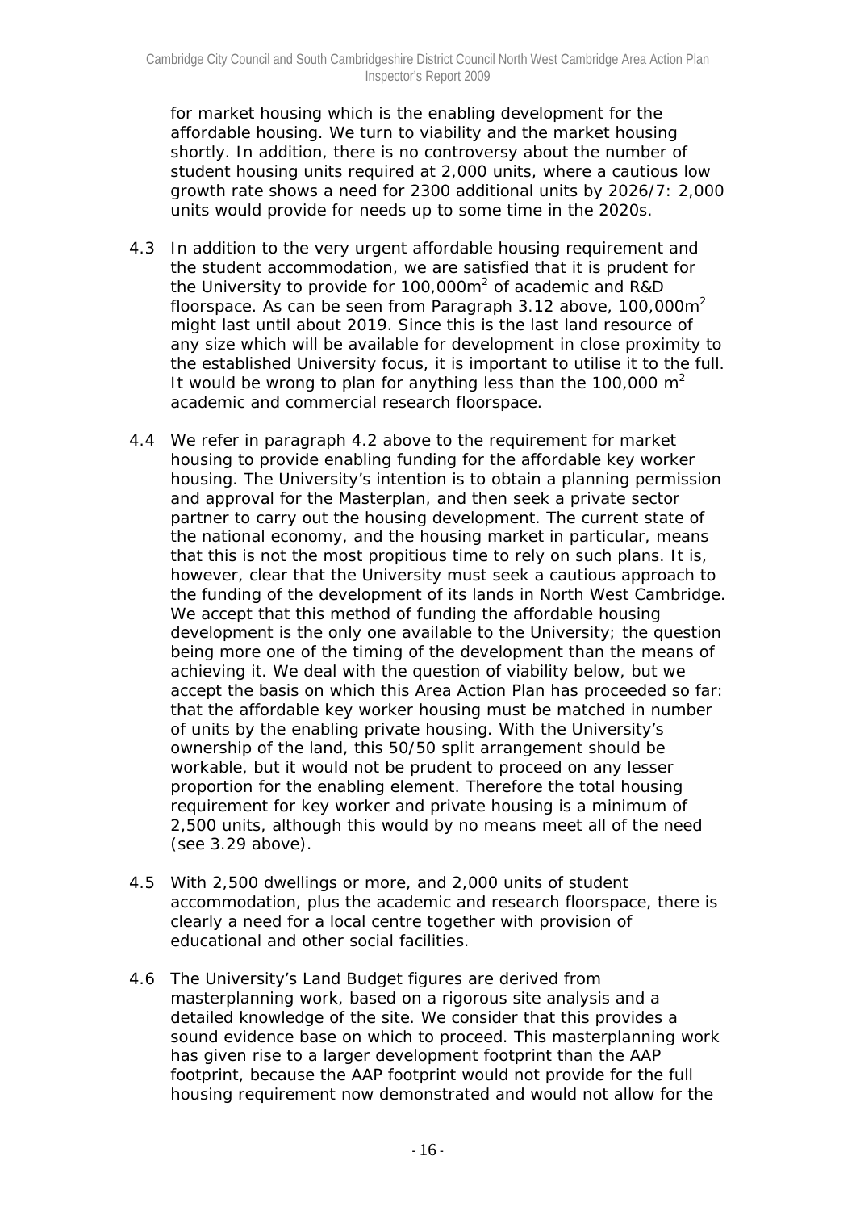for market housing which is the enabling development for the affordable housing. We turn to viability and the market housing shortly. In addition, there is no controversy about the number of student housing units required at 2,000 units, where a cautious low growth rate shows a need for 2300 additional units by 2026/7: 2,000 units would provide for needs up to some time in the 2020s.

4.3 In addition to the very urgent affordable housing requirement and the student accommodation, we are satisfied that it is prudent for the University to provide for 100,000m$^2$ of academic and R&D floorspace. As can be seen from Paragraph 3.12 above, 100,000m$^2$ might last until about 2019. Since this is the last land resource of any size which will be available for development in close proximity to the established University focus, it is important to utilise it to the full. It would be wrong to plan for anything less than the 100,000 m$^2$ academic and commercial research floorspace.

4.4 We refer in paragraph 4.2 above to the requirement for market housing to provide enabling funding for the affordable key worker housing. The University's intention is to obtain a planning permission and approval for the Masterplan, and then seek a private sector partner to carry out the housing development. The current state of the national economy, and the housing market in particular, means that this is not the most propitious time to rely on such plans. It is, however, clear that the University must seek a cautious approach to the funding of the development of its lands in North West Cambridge. We accept that this method of funding the affordable housing development is the only one available to the University; the question being more one of the timing of the development than the means of achieving it. We deal with the question of viability below, but we accept the basis on which this Area Action Plan has proceeded so far: that the affordable key worker housing must be matched in number of units by the enabling private housing. With the University's ownership of the land, this 50/50 split arrangement should be workable, but it would not be prudent to proceed on any lesser proportion for the enabling element. Therefore the total housing requirement for key worker and private housing is a minimum of 2,500 units, although this would by no means meet all of the need (see 3.29 above).

4.5 With 2,500 dwellings or more, and 2,000 units of student accommodation, plus the academic and research floorspace, there is clearly a need for a local centre together with provision of educational and other social facilities.

4.6 The University's Land Budget figures are derived from masterplanning work, based on a rigorous site analysis and a detailed knowledge of the site. We consider that this provides a sound evidence base on which to proceed. This masterplanning work has given rise to a larger development footprint than the AAP footprint, because the AAP footprint would not provide for the full housing requirement now demonstrated and would not allow for the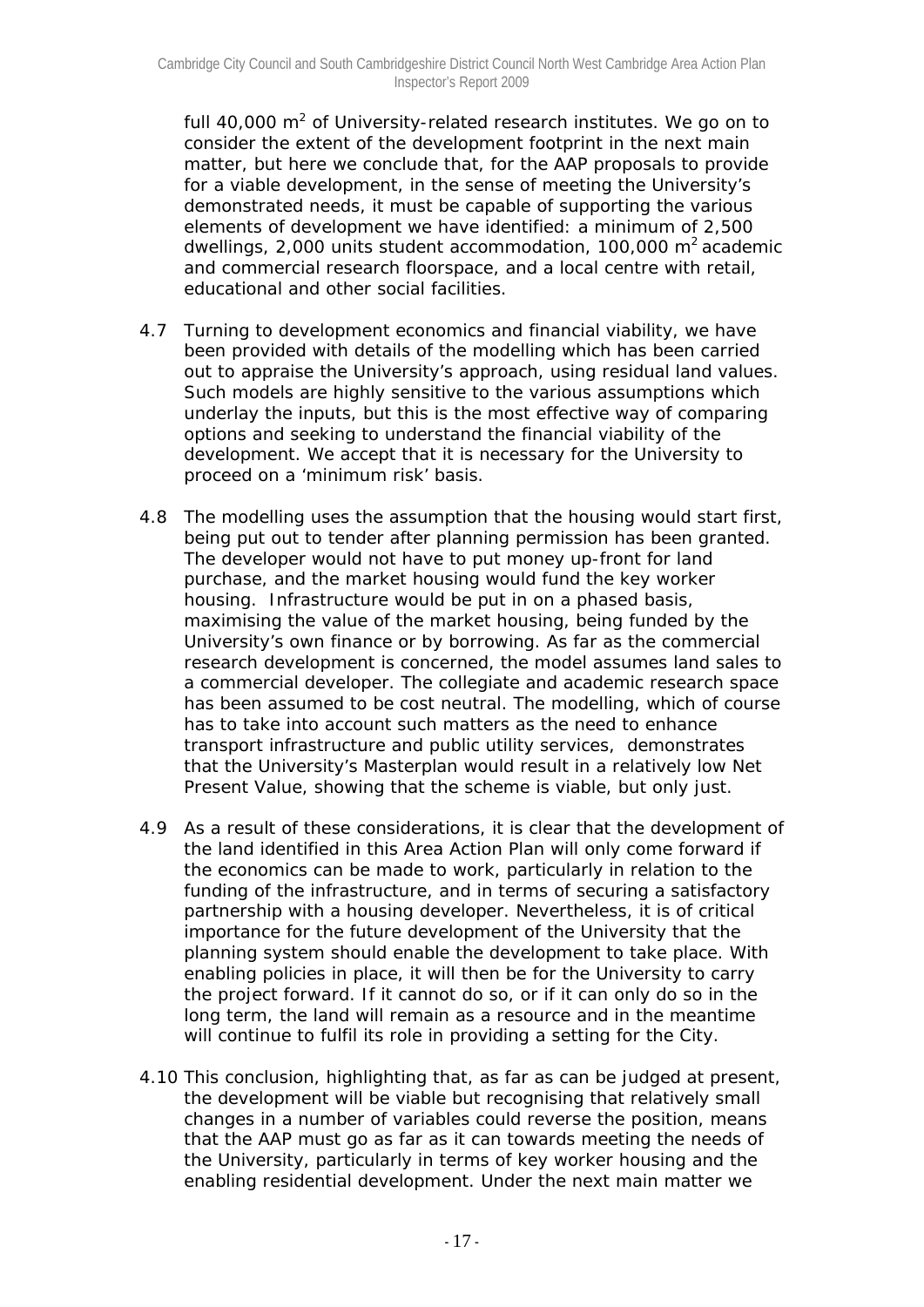full 40,000 m$^2$ of University-related research institutes. We go on to consider the extent of the development footprint in the next main matter, but here we conclude that, for the AAP proposals to provide for a viable development, in the sense of meeting the University's demonstrated needs, it must be capable of supporting the various elements of development we have identified: a minimum of 2,500 dwellings, 2,000 units student accommodation, 100,000 m$^2$ academic and commercial research floorspace, and a local centre with retail, educational and other social facilities.

4.7 Turning to development economics and financial viability, we have been provided with details of the modelling which has been carried out to appraise the University's approach, using residual land values. Such models are highly sensitive to the various assumptions which underlay the inputs, but this is the most effective way of comparing options and seeking to understand the financial viability of the development. We accept that it is necessary for the University to proceed on a 'minimum risk' basis.

4.8 The modelling uses the assumption that the housing would start first, being put out to tender after planning permission has been granted. The developer would not have to put money up-front for land purchase, and the market housing would fund the key worker housing. Infrastructure would be put in on a phased basis, maximising the value of the market housing, being funded by the University's own finance or by borrowing. As far as the commercial research development is concerned, the model assumes land sales to a commercial developer. The collegiate and academic research space has been assumed to be cost neutral. The modelling, which of course has to take into account such matters as the need to enhance transport infrastructure and public utility services, demonstrates that the University's Masterplan would result in a relatively low Net Present Value, showing that the scheme is viable, but only just.

4.9 As a result of these considerations, it is clear that the development of the land identified in this Area Action Plan will only come forward if the economics can be made to work, particularly in relation to the funding of the infrastructure, and in terms of securing a satisfactory partnership with a housing developer. Nevertheless, it is of critical importance for the future development of the University that the planning system should enable the development to take place. With enabling policies in place, it will then be for the University to carry the project forward. If it cannot do so, or if it can only do so in the long term, the land will remain as a resource and in the meantime will continue to fulfil its role in providing a setting for the City.

4.10 This conclusion, highlighting that, as far as can be judged at present, the development will be viable but recognising that relatively small changes in a number of variables could reverse the position, means that the AAP must go as far as it can towards meeting the needs of the University, particularly in terms of key worker housing and the enabling residential development. Under the next main matter we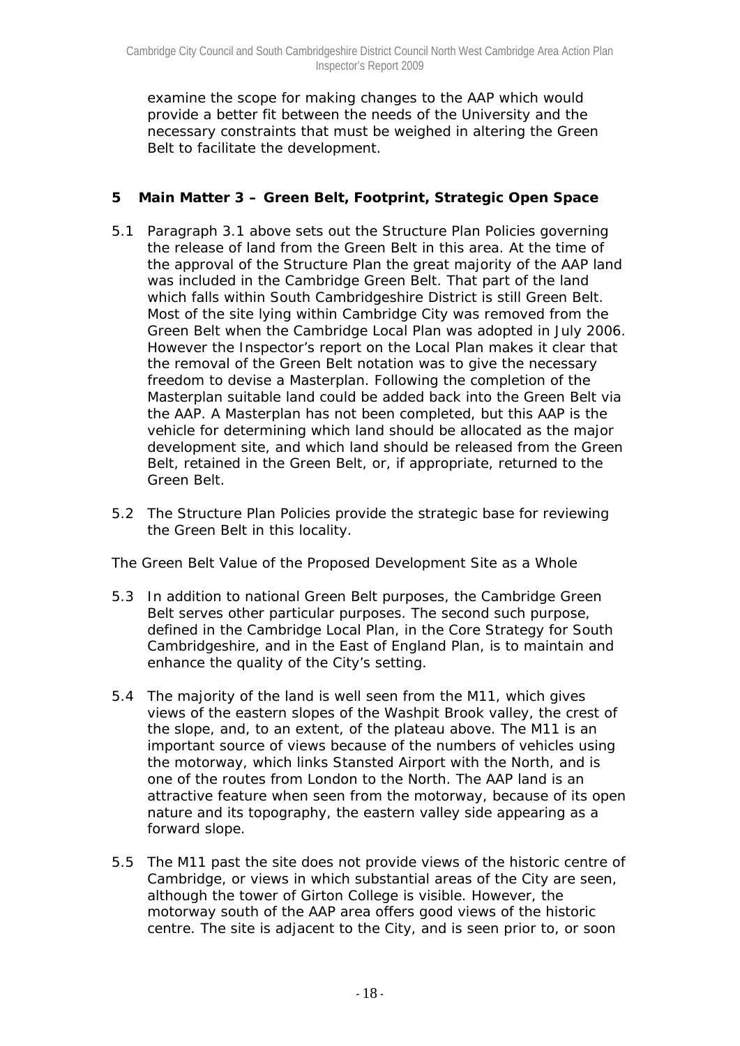examine the scope for making changes to the AAP which would provide a better fit between the needs of the University and the necessary constraints that must be weighed in altering the Green Belt to facilitate the development.

## 5 Main Matter 3 – Green Belt, Footprint, Strategic Open Space

5.1 Paragraph 3.1 above sets out the Structure Plan Policies governing the release of land from the Green Belt in this area. At the time of the approval of the Structure Plan the great majority of the AAP land was included in the Cambridge Green Belt. That part of the land which falls within South Cambridgeshire District is still Green Belt. Most of the site lying within Cambridge City was removed from the Green Belt when the Cambridge Local Plan was adopted in July 2006. However the Inspector's report on the Local Plan makes it clear that the removal of the Green Belt notation was to give the necessary freedom to devise a Masterplan. Following the completion of the Masterplan suitable land could be added back into the Green Belt via the AAP. A Masterplan has not been completed, but this AAP is the vehicle for determining which land should be allocated as the major development site, and which land should be released from the Green Belt, retained in the Green Belt, or, if appropriate, returned to the Green Belt.

5.2 The Structure Plan Policies provide the strategic base for reviewing the Green Belt in this locality.

The Green Belt Value of the Proposed Development Site as a Whole

5.3 In addition to national Green Belt purposes, the Cambridge Green Belt serves other particular purposes. The second such purpose, defined in the Cambridge Local Plan, in the Core Strategy for South Cambridgeshire, and in the East of England Plan, is to maintain and enhance the quality of the City's setting.

5.4 The majority of the land is well seen from the M11, which gives views of the eastern slopes of the Washpit Brook valley, the crest of the slope, and, to an extent, of the plateau above. The M11 is an important source of views because of the numbers of vehicles using the motorway, which links Stansted Airport with the North, and is one of the routes from London to the North. The AAP land is an attractive feature when seen from the motorway, because of its open nature and its topography, the eastern valley side appearing as a forward slope.

5.5 The M11 past the site does not provide views of the historic centre of Cambridge, or views in which substantial areas of the City are seen, although the tower of Girton College is visible. However, the motorway south of the AAP area offers good views of the historic centre. The site is adjacent to the City, and is seen prior to, or soon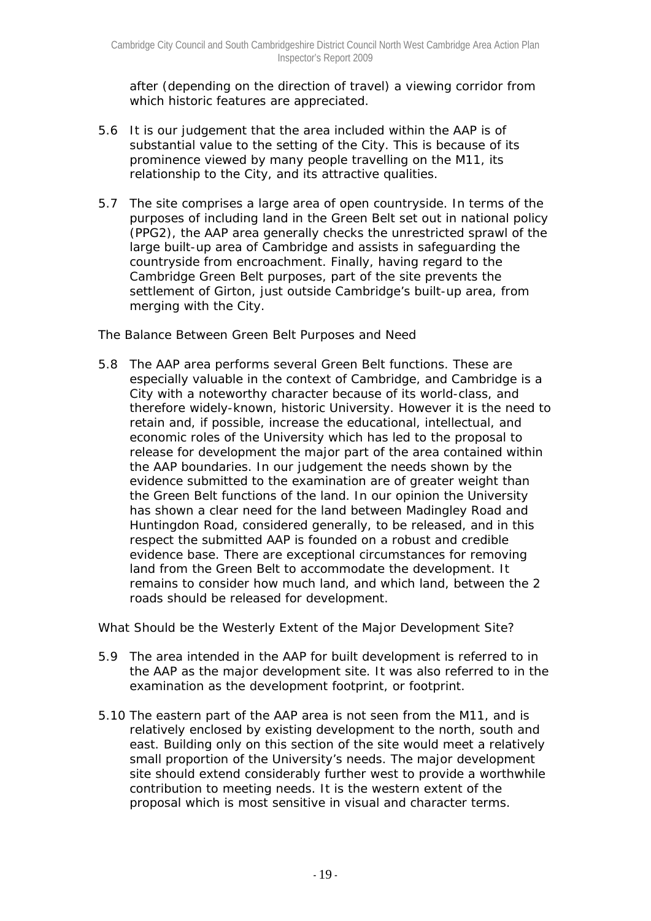after (depending on the direction of travel) a viewing corridor from which historic features are appreciated.

5.6 It is our judgement that the area included within the AAP is of substantial value to the setting of the City. This is because of its prominence viewed by many people travelling on the M11, its relationship to the City, and its attractive qualities.

5.7 The site comprises a large area of open countryside. In terms of the purposes of including land in the Green Belt set out in national policy (PPG2), the AAP area generally checks the unrestricted sprawl of the large built-up area of Cambridge and assists in safeguarding the countryside from encroachment. Finally, having regard to the Cambridge Green Belt purposes, part of the site prevents the settlement of Girton, just outside Cambridge's built-up area, from merging with the City.

The Balance Between Green Belt Purposes and Need

5.8 The AAP area performs several Green Belt functions. These are especially valuable in the context of Cambridge, and Cambridge is a City with a noteworthy character because of its world-class, and therefore widely-known, historic University. However it is the need to retain and, if possible, increase the educational, intellectual, and economic roles of the University which has led to the proposal to release for development the major part of the area contained within the AAP boundaries. In our judgement the needs shown by the evidence submitted to the examination are of greater weight than the Green Belt functions of the land. In our opinion the University has shown a clear need for the land between Madingley Road and Huntingdon Road, considered generally, to be released, and in this respect the submitted AAP is founded on a robust and credible evidence base. There are exceptional circumstances for removing land from the Green Belt to accommodate the development. It remains to consider how much land, and which land, between the 2 roads should be released for development.

What Should be the Westerly Extent of the Major Development Site?

5.9 The area intended in the AAP for built development is referred to in the AAP as the major development site. It was also referred to in the examination as the development footprint, or footprint.

5.10 The eastern part of the AAP area is not seen from the M11, and is relatively enclosed by existing development to the north, south and east. Building only on this section of the site would meet a relatively small proportion of the University's needs. The major development site should extend considerably further west to provide a worthwhile contribution to meeting needs. It is the western extent of the proposal which is most sensitive in visual and character terms.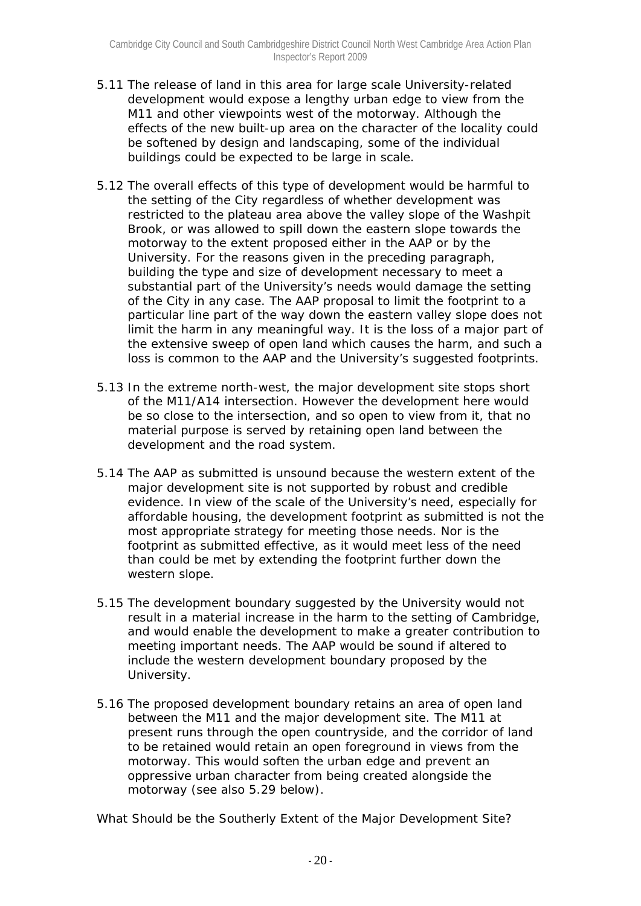5.11 The release of land in this area for large scale University-related development would expose a lengthy urban edge to view from the M11 and other viewpoints west of the motorway. Although the effects of the new built-up area on the character of the locality could be softened by design and landscaping, some of the individual buildings could be expected to be large in scale.

5.12 The overall effects of this type of development would be harmful to the setting of the City regardless of whether development was restricted to the plateau area above the valley slope of the Washpit Brook, or was allowed to spill down the eastern slope towards the motorway to the extent proposed either in the AAP or by the University. For the reasons given in the preceding paragraph, building the type and size of development necessary to meet a substantial part of the University's needs would damage the setting of the City in any case. The AAP proposal to limit the footprint to a particular line part of the way down the eastern valley slope does not limit the harm in any meaningful way. It is the loss of a major part of the extensive sweep of open land which causes the harm, and such a loss is common to the AAP and the University's suggested footprints.

5.13 In the extreme north-west, the major development site stops short of the M11/A14 intersection. However the development here would be so close to the intersection, and so open to view from it, that no material purpose is served by retaining open land between the development and the road system.

5.14 The AAP as submitted is unsound because the western extent of the major development site is not supported by robust and credible evidence. In view of the scale of the University's need, especially for affordable housing, the development footprint as submitted is not the most appropriate strategy for meeting those needs. Nor is the footprint as submitted effective, as it would meet less of the need than could be met by extending the footprint further down the western slope.

5.15 The development boundary suggested by the University would not result in a material increase in the harm to the setting of Cambridge, and would enable the development to make a greater contribution to meeting important needs. The AAP would be sound if altered to include the western development boundary proposed by the University.

5.16 The proposed development boundary retains an area of open land between the M11 and the major development site. The M11 at present runs through the open countryside, and the corridor of land to be retained would retain an open foreground in views from the motorway. This would soften the urban edge and prevent an oppressive urban character from being created alongside the motorway (see also 5.29 below).

*What Should be the Southerly Extent of the Major Development Site?*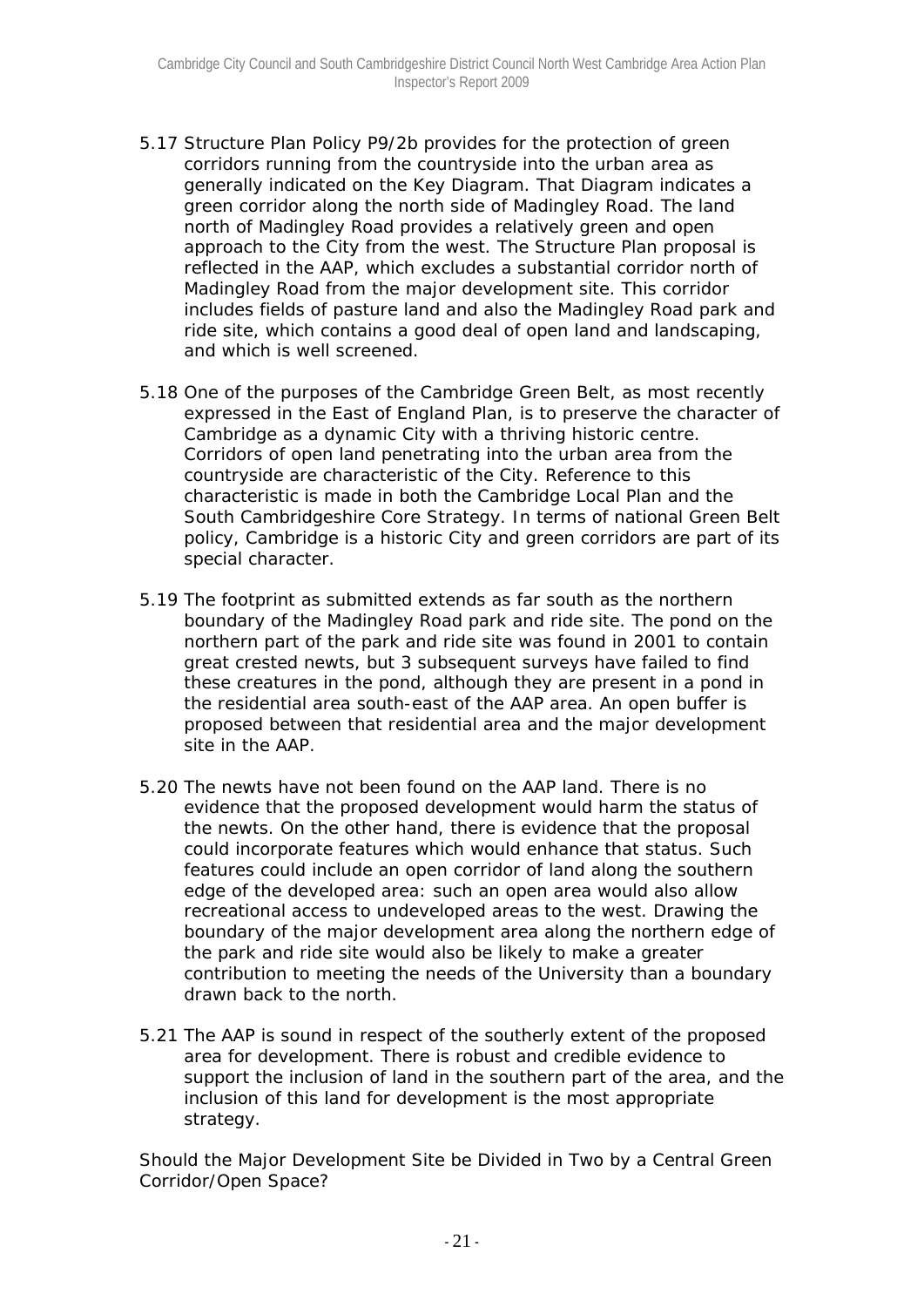5.17 Structure Plan Policy P9/2b provides for the protection of green corridors running from the countryside into the urban area as generally indicated on the Key Diagram. That Diagram indicates a green corridor along the north side of Madingley Road. The land north of Madingley Road provides a relatively green and open approach to the City from the west. The Structure Plan proposal is reflected in the AAP, which excludes a substantial corridor north of Madingley Road from the major development site. This corridor includes fields of pasture land and also the Madingley Road park and ride site, which contains a good deal of open land and landscaping, and which is well screened.

5.18 One of the purposes of the Cambridge Green Belt, as most recently expressed in the East of England Plan, is to preserve the character of Cambridge as a dynamic City with a thriving historic centre. Corridors of open land penetrating into the urban area from the countryside are characteristic of the City. Reference to this characteristic is made in both the Cambridge Local Plan and the South Cambridgeshire Core Strategy. In terms of national Green Belt policy, Cambridge is a historic City and green corridors are part of its special character.

5.19 The footprint as submitted extends as far south as the northern boundary of the Madingley Road park and ride site. The pond on the northern part of the park and ride site was found in 2001 to contain great crested newts, but 3 subsequent surveys have failed to find these creatures in the pond, although they are present in a pond in the residential area south-east of the AAP area. An open buffer is proposed between that residential area and the major development site in the AAP.

5.20 The newts have not been found on the AAP land. There is no evidence that the proposed development would harm the status of the newts. On the other hand, there is evidence that the proposal could incorporate features which would enhance that status. Such features could include an open corridor of land along the southern edge of the developed area: such an open area would also allow recreational access to undeveloped areas to the west. Drawing the boundary of the major development area along the northern edge of the park and ride site would also be likely to make a greater contribution to meeting the needs of the University than a boundary drawn back to the north.

5.21 The AAP is sound in respect of the southerly extent of the proposed area for development. There is robust and credible evidence to support the inclusion of land in the southern part of the area, and the inclusion of this land for development is the most appropriate strategy.

*Should the Major Development Site be Divided in Two by a Central Green Corridor/Open Space?*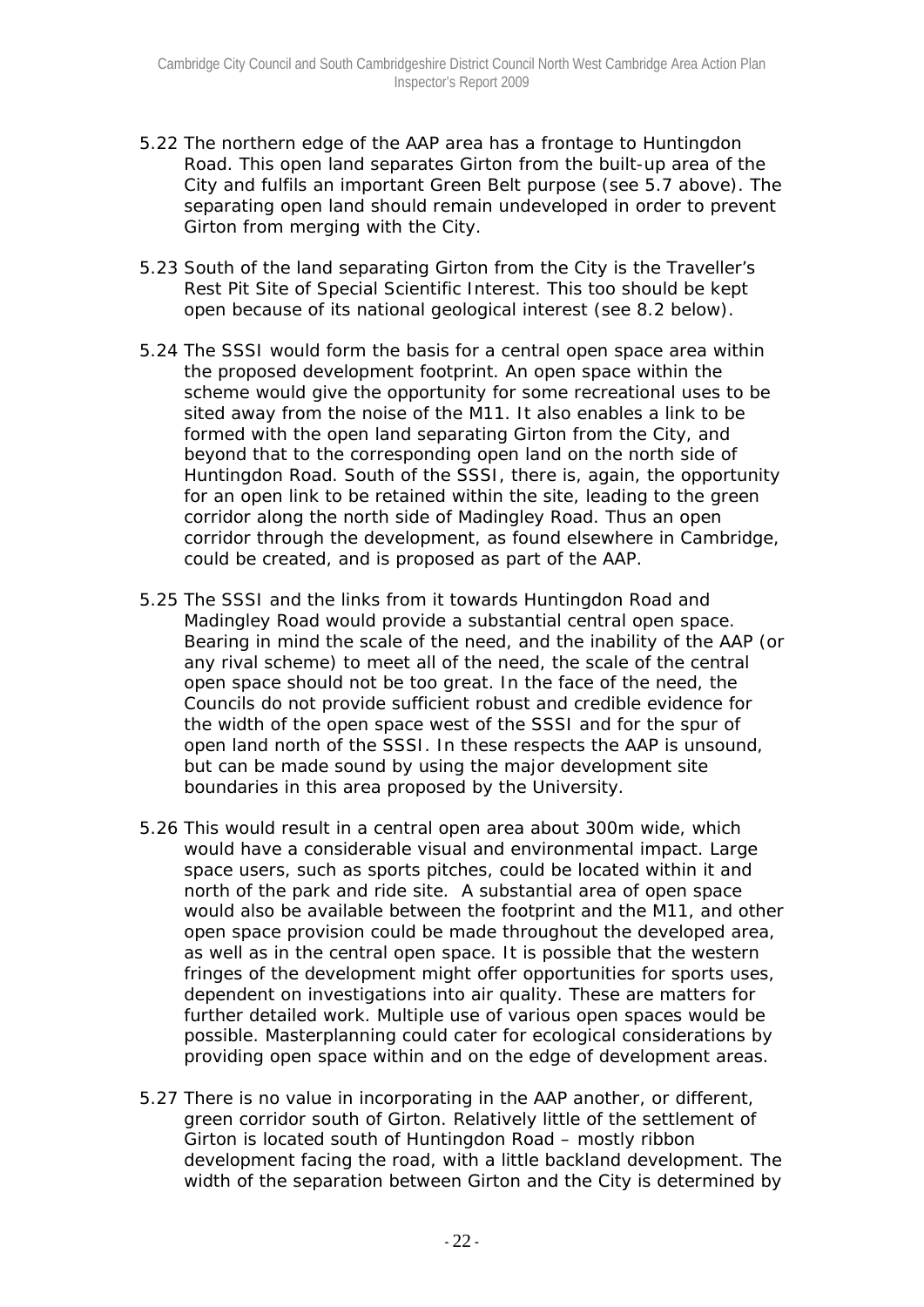5.22 The northern edge of the AAP area has a frontage to Huntingdon Road. This open land separates Girton from the built-up area of the City and fulfils an important Green Belt purpose (see 5.7 above). The separating open land should remain undeveloped in order to prevent Girton from merging with the City.

5.23 South of the land separating Girton from the City is the Traveller's Rest Pit Site of Special Scientific Interest. This too should be kept open because of its national geological interest (see 8.2 below).

5.24 The SSSI would form the basis for a central open space area within the proposed development footprint. An open space within the scheme would give the opportunity for some recreational uses to be sited away from the noise of the M11. It also enables a link to be formed with the open land separating Girton from the City, and beyond that to the corresponding open land on the north side of Huntingdon Road. South of the SSSI, there is, again, the opportunity for an open link to be retained within the site, leading to the green corridor along the north side of Madingley Road. Thus an open corridor through the development, as found elsewhere in Cambridge, could be created, and is proposed as part of the AAP.

5.25 The SSSI and the links from it towards Huntingdon Road and Madingley Road would provide a substantial central open space. Bearing in mind the scale of the need, and the inability of the AAP (or any rival scheme) to meet all of the need, the scale of the central open space should not be too great. In the face of the need, the Councils do not provide sufficient robust and credible evidence for the width of the open space west of the SSSI and for the spur of open land north of the SSSI. In these respects the AAP is unsound, but can be made sound by using the major development site boundaries in this area proposed by the University.

5.26 This would result in a central open area about 300m wide, which would have a considerable visual and environmental impact. Large space users, such as sports pitches, could be located within it and north of the park and ride site. A substantial area of open space would also be available between the footprint and the M11, and other open space provision could be made throughout the developed area, as well as in the central open space. It is possible that the western fringes of the development might offer opportunities for sports uses, dependent on investigations into air quality. These are matters for further detailed work. Multiple use of various open spaces would be possible. Masterplanning could cater for ecological considerations by providing open space within and on the edge of development areas.

5.27 There is no value in incorporating in the AAP another, or different, green corridor south of Girton. Relatively little of the settlement of Girton is located south of Huntingdon Road – mostly ribbon development facing the road, with a little backland development. The width of the separation between Girton and the City is determined by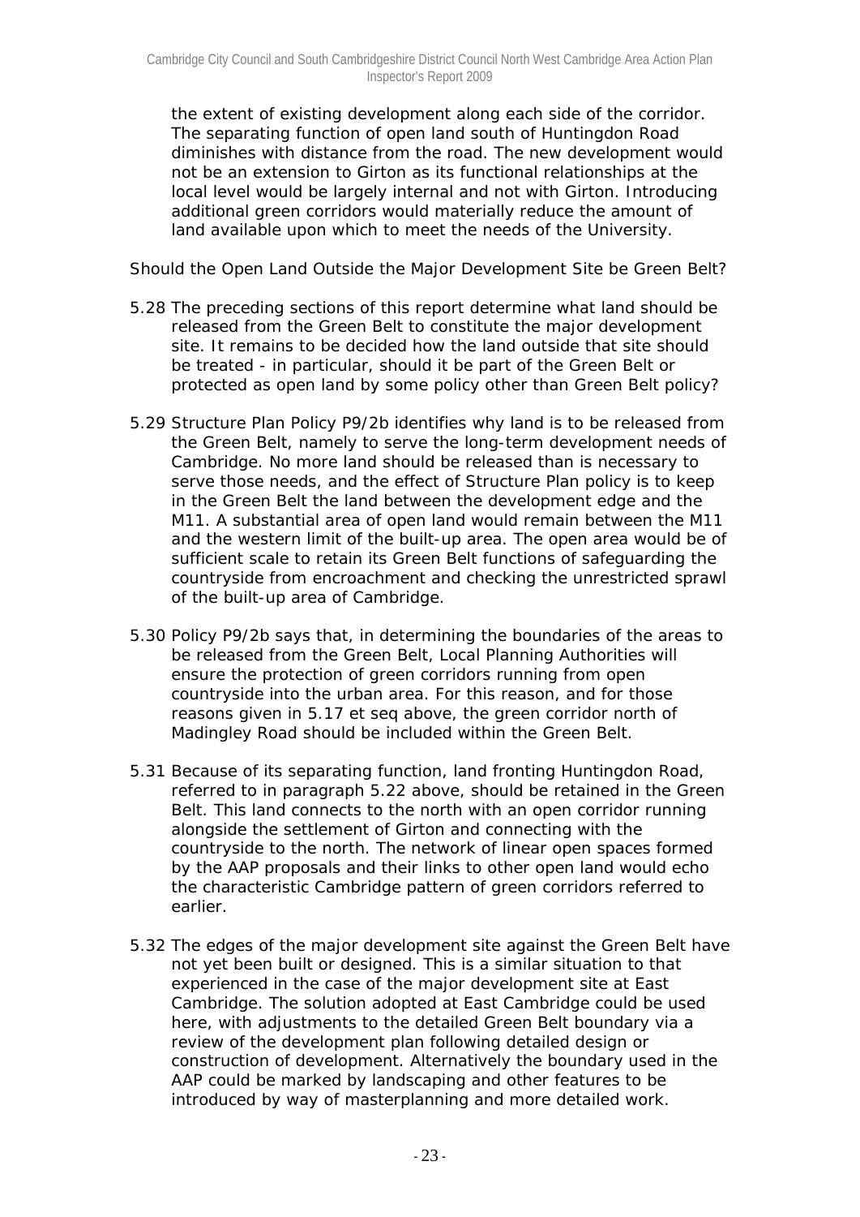the extent of existing development along each side of the corridor. The separating function of open land south of Huntingdon Road diminishes with distance from the road. The new development would not be an extension to Girton as its functional relationships at the local level would be largely internal and not with Girton. Introducing additional green corridors would materially reduce the amount of land available upon which to meet the needs of the University.

### Should the Open Land Outside the Major Development Site be Green Belt?

5.28 The preceding sections of this report determine what land should be released from the Green Belt to constitute the major development site. It remains to be decided how the land outside that site should be treated - in particular, should it be part of the Green Belt or protected as open land by some policy other than Green Belt policy?

5.29 Structure Plan Policy P9/2b identifies why land is to be released from the Green Belt, namely to serve the long-term development needs of Cambridge. No more land should be released than is necessary to serve those needs, and the effect of Structure Plan policy is to keep in the Green Belt the land between the development edge and the M11. A substantial area of open land would remain between the M11 and the western limit of the built-up area. The open area would be of sufficient scale to retain its Green Belt functions of safeguarding the countryside from encroachment and checking the unrestricted sprawl of the built-up area of Cambridge.

5.30 Policy P9/2b says that, in determining the boundaries of the areas to be released from the Green Belt, Local Planning Authorities will ensure the protection of green corridors running from open countryside into the urban area. For this reason, and for those reasons given in 5.17 et seq above, the green corridor north of Madingley Road should be included within the Green Belt.

5.31 Because of its separating function, land fronting Huntingdon Road, referred to in paragraph 5.22 above, should be retained in the Green Belt. This land connects to the north with an open corridor running alongside the settlement of Girton and connecting with the countryside to the north. The network of linear open spaces formed by the AAP proposals and their links to other open land would echo the characteristic Cambridge pattern of green corridors referred to earlier.

5.32 The edges of the major development site against the Green Belt have not yet been built or designed. This is a similar situation to that experienced in the case of the major development site at East Cambridge. The solution adopted at East Cambridge could be used here, with adjustments to the detailed Green Belt boundary via a review of the development plan following detailed design or construction of development. Alternatively the boundary used in the AAP could be marked by landscaping and other features to be introduced by way of masterplanning and more detailed work.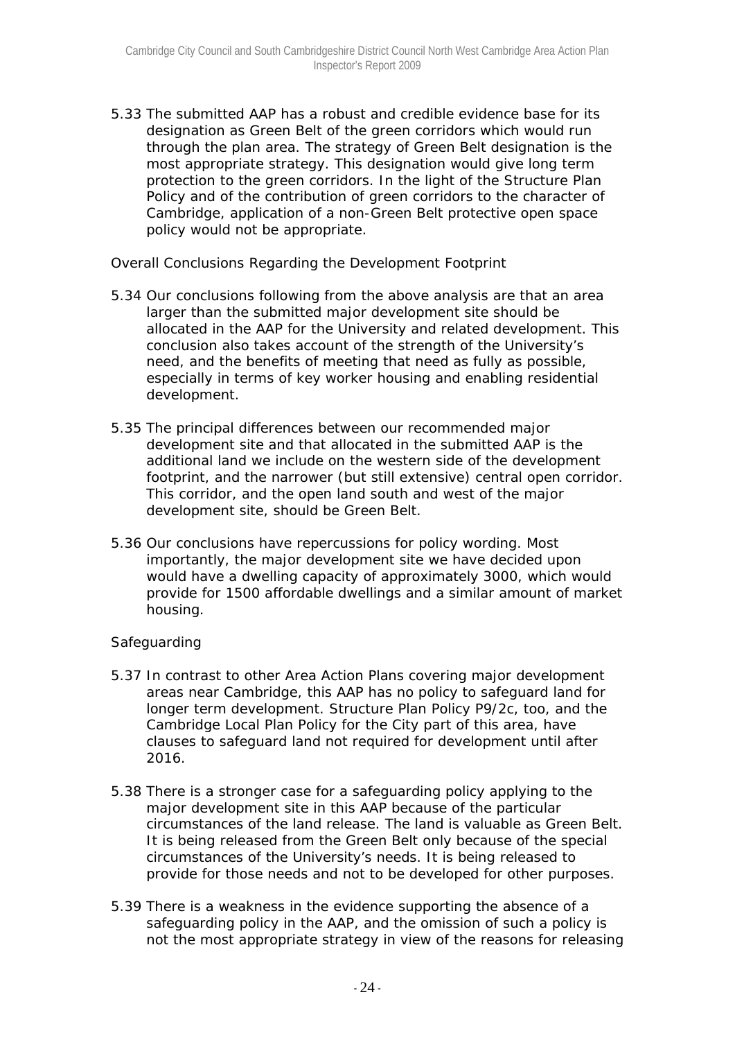5.33 The submitted AAP has a robust and credible evidence base for its designation as Green Belt of the green corridors which would run through the plan area. The strategy of Green Belt designation is the most appropriate strategy. This designation would give long term protection to the green corridors. In the light of the Structure Plan Policy and of the contribution of green corridors to the character of Cambridge, application of a non-Green Belt protective open space policy would not be appropriate.

Overall Conclusions Regarding the Development Footprint

5.34 Our conclusions following from the above analysis are that an area larger than the submitted major development site should be allocated in the AAP for the University and related development. This conclusion also takes account of the strength of the University's need, and the benefits of meeting that need as fully as possible, especially in terms of key worker housing and enabling residential development.

5.35 The principal differences between our recommended major development site and that allocated in the submitted AAP is the additional land we include on the western side of the development footprint, and the narrower (but still extensive) central open corridor. This corridor, and the open land south and west of the major development site, should be Green Belt.

5.36 Our conclusions have repercussions for policy wording. Most importantly, the major development site we have decided upon would have a dwelling capacity of approximately 3000, which would provide for 1500 affordable dwellings and a similar amount of market housing.

Safeguarding

5.37 In contrast to other Area Action Plans covering major development areas near Cambridge, this AAP has no policy to safeguard land for longer term development. Structure Plan Policy P9/2c, too, and the Cambridge Local Plan Policy for the City part of this area, have clauses to safeguard land not required for development until after 2016.

5.38 There is a stronger case for a safeguarding policy applying to the major development site in this AAP because of the particular circumstances of the land release. The land is valuable as Green Belt. It is being released from the Green Belt only because of the special circumstances of the University's needs. It is being released to provide for those needs and not to be developed for other purposes.

5.39 There is a weakness in the evidence supporting the absence of a safeguarding policy in the AAP, and the omission of such a policy is not the most appropriate strategy in view of the reasons for releasing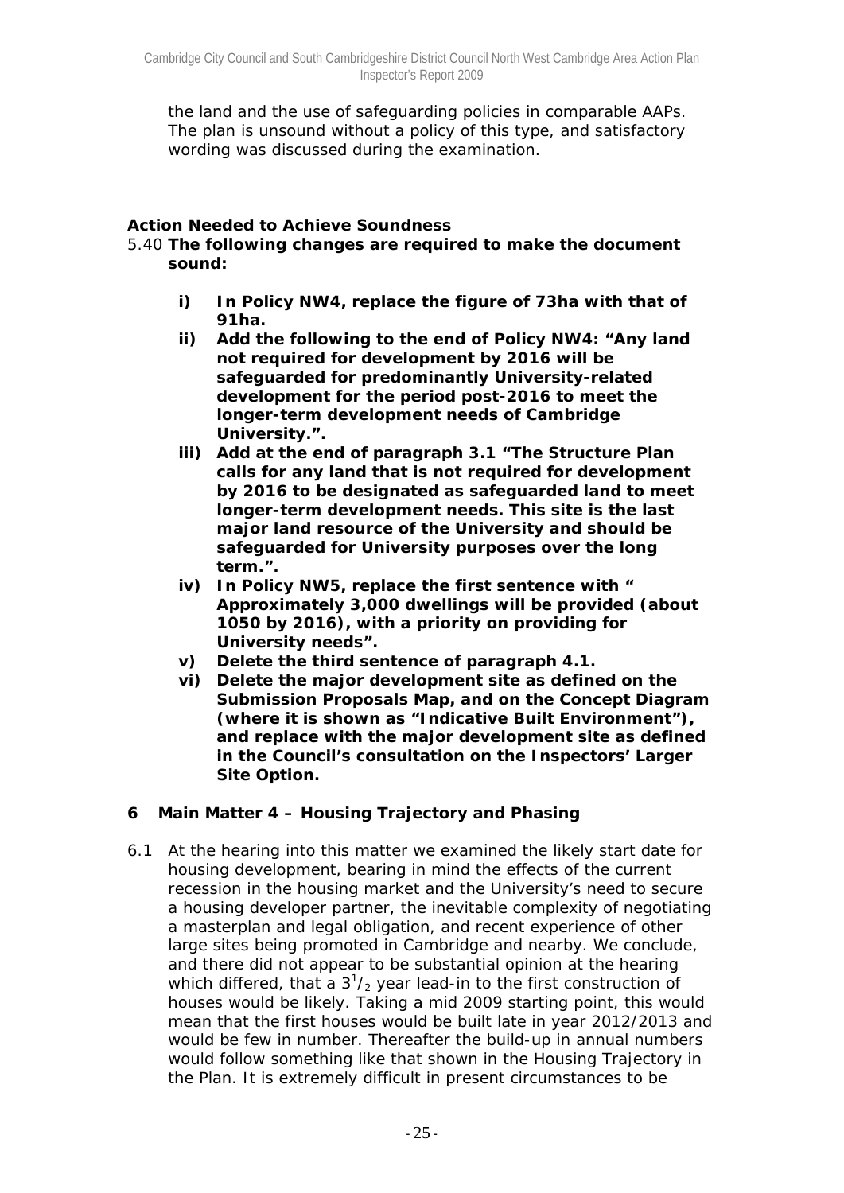the land and the use of safeguarding policies in comparable AAPs. The plan is unsound without a policy of this type, and satisfactory wording was discussed during the examination.

**Action Needed to Achieve Soundness**

5.40 **The following changes are required to make the document sound:**

- **i) In Policy NW4, replace the figure of 73ha with that of 91ha.**
- **ii) Add the following to the end of Policy NW4: "Any land not required for development by 2016 will be safeguarded for predominantly University-related development for the period post-2016 to meet the longer-term development needs of Cambridge University.".**
- **iii) Add at the end of paragraph 3.1 "The Structure Plan calls for any land that is not required for development by 2016 to be designated as safeguarded land to meet longer-term development needs. This site is the last major land resource of the University and should be safeguarded for University purposes over the long term.".**
- **iv) In Policy NW5, replace the first sentence with " Approximately 3,000 dwellings will be provided (about 1050 by 2016), with a priority on providing for University needs".**
- **v) Delete the third sentence of paragraph 4.1.**
- **vi) Delete the major development site as defined on the Submission Proposals Map, and on the Concept Diagram (where it is shown as "Indicative Built Environment"), and replace with the major development site as defined in the Council's consultation on the Inspectors' Larger Site Option.**

## 6 Main Matter 4 – Housing Trajectory and Phasing

6.1 At the hearing into this matter we examined the likely start date for housing development, bearing in mind the effects of the current recession in the housing market and the University's need to secure a housing developer partner, the inevitable complexity of negotiating a masterplan and legal obligation, and recent experience of other large sites being promoted in Cambridge and nearby. We conclude, and there did not appear to be substantial opinion at the hearing which differed, that a $3^{1}/_{2}$ year lead-in to the first construction of houses would be likely. Taking a mid 2009 starting point, this would mean that the first houses would be built late in year 2012/2013 and would be few in number. Thereafter the build-up in annual numbers would follow something like that shown in the Housing Trajectory in the Plan. It is extremely difficult in present circumstances to be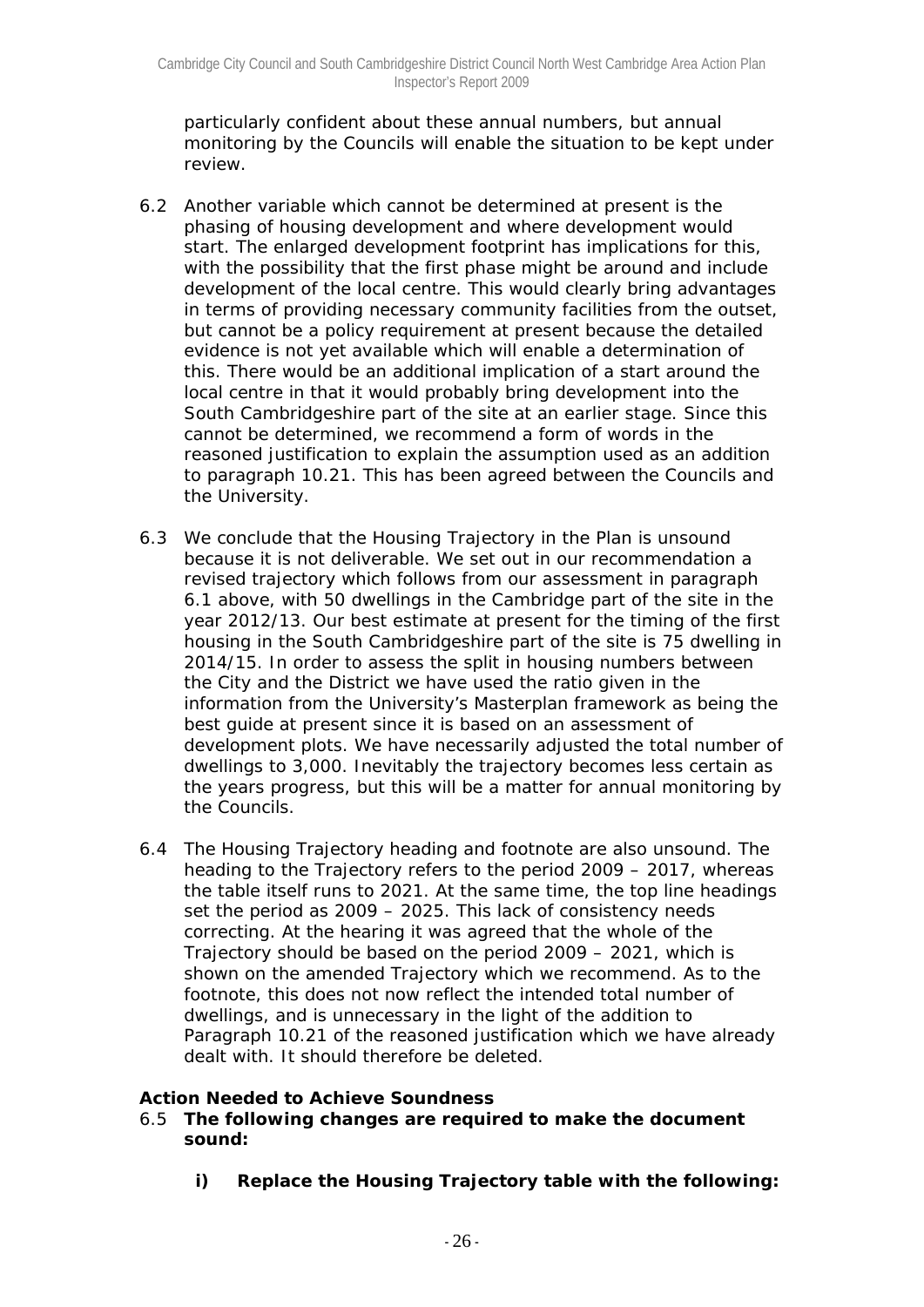particularly confident about these annual numbers, but annual monitoring by the Councils will enable the situation to be kept under review.

6.2 Another variable which cannot be determined at present is the phasing of housing development and where development would start. The enlarged development footprint has implications for this, with the possibility that the first phase might be around and include development of the local centre. This would clearly bring advantages in terms of providing necessary community facilities from the outset, but cannot be a policy requirement at present because the detailed evidence is not yet available which will enable a determination of this. There would be an additional implication of a start around the local centre in that it would probably bring development into the South Cambridgeshire part of the site at an earlier stage. Since this cannot be determined, we recommend a form of words in the reasoned justification to explain the assumption used as an addition to paragraph 10.21. This has been agreed between the Councils and the University.

6.3 We conclude that the Housing Trajectory in the Plan is unsound because it is not deliverable. We set out in our recommendation a revised trajectory which follows from our assessment in paragraph 6.1 above, with 50 dwellings in the Cambridge part of the site in the year 2012/13. Our best estimate at present for the timing of the first housing in the South Cambridgeshire part of the site is 75 dwelling in 2014/15. In order to assess the split in housing numbers between the City and the District we have used the ratio given in the information from the University's Masterplan framework as being the best guide at present since it is based on an assessment of development plots. We have necessarily adjusted the total number of dwellings to 3,000. Inevitably the trajectory becomes less certain as the years progress, but this will be a matter for annual monitoring by the Councils.

6.4 The Housing Trajectory heading and footnote are also unsound. The heading to the Trajectory refers to the period 2009 – 2017, whereas the table itself runs to 2021. At the same time, the top line headings set the period as 2009 – 2025. This lack of consistency needs correcting. At the hearing it was agreed that the whole of the Trajectory should be based on the period 2009 – 2021, which is shown on the amended Trajectory which we recommend. As to the footnote, this does not now reflect the intended total number of dwellings, and is unnecessary in the light of the addition to Paragraph 10.21 of the reasoned justification which we have already dealt with. It should therefore be deleted.

**Action Needed to Achieve Soundness**

6.5 **The following changes are required to make the document sound:**

**i) Replace the Housing Trajectory table with the following:**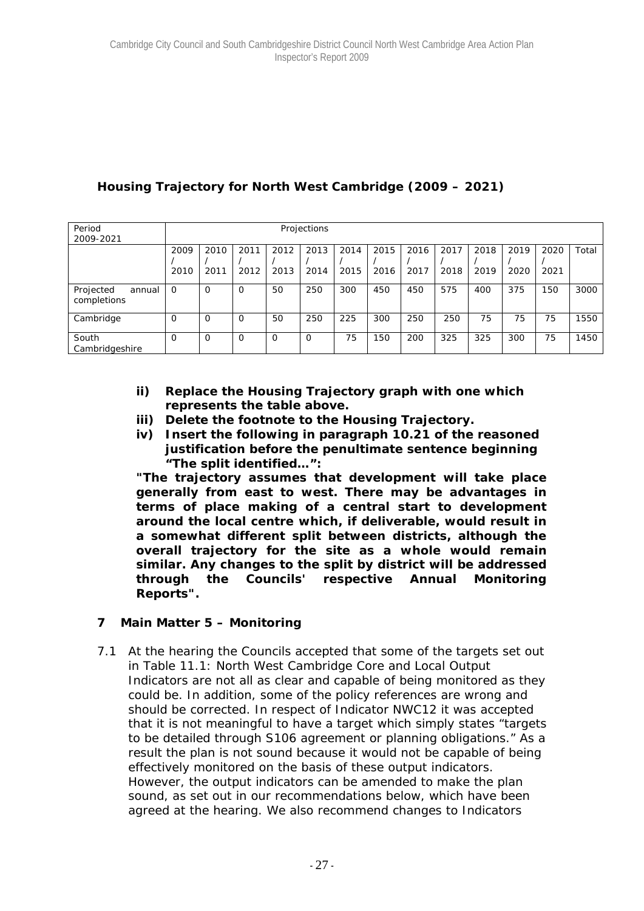**Housing Trajectory for North West Cambridge (2009 – 2021)**

| Period 2009-2021 | Projections | | | | | | | | | | | | |
|---|---|---|---|---|---|---|---|---|---|---|---|---|---|
| | 2009 / 2010 | 2010 / 2011 | 2011 / 2012 | 2012 / 2013 | 2013 / 2014 | 2014 / 2015 | 2015 / 2016 | 2016 / 2017 | 2017 / 2018 | 2018 / 2019 | 2019 / 2020 | 2020 / 2021 | Total |
| Projected annual completions | 0 | 0 | 0 | 50 | 250 | 300 | 450 | 450 | 575 | 400 | 375 | 150 | 3000 |
| Cambridge | 0 | 0 | 0 | 50 | 250 | 225 | 300 | 250 | 250 | 75 | 75 | 75 | 1550 |
| South Cambridgeshire | 0 | 0 | 0 | 0 | 0 | 75 | 150 | 200 | 325 | 325 | 300 | 75 | 1450 |

- **ii) Replace the Housing Trajectory graph with one which represents the table above.**
- **iii) Delete the footnote to the Housing Trajectory.**
- **iv) Insert the following in paragraph 10.21 of the reasoned justification before the penultimate sentence beginning "The split identified…":**

**"The trajectory assumes that development will take place generally from east to west. There may be advantages in terms of place making of a central start to development around the local centre which, if deliverable, would result in a somewhat different split between districts, although the overall trajectory for the site as a whole would remain similar. Any changes to the split by district will be addressed through the Councils' respective Annual Monitoring Reports".**

## 7 Main Matter 5 – Monitoring

7.1 At the hearing the Councils accepted that some of the targets set out in Table 11.1: North West Cambridge Core and Local Output Indicators are not all as clear and capable of being monitored as they could be. In addition, some of the policy references are wrong and should be corrected. In respect of Indicator NWC12 it was accepted that it is not meaningful to have a target which simply states "targets to be detailed through S106 agreement or planning obligations." As a result the plan is not sound because it would not be capable of being effectively monitored on the basis of these output indicators. However, the output indicators can be amended to make the plan sound, as set out in our recommendations below, which have been agreed at the hearing. We also recommend changes to Indicators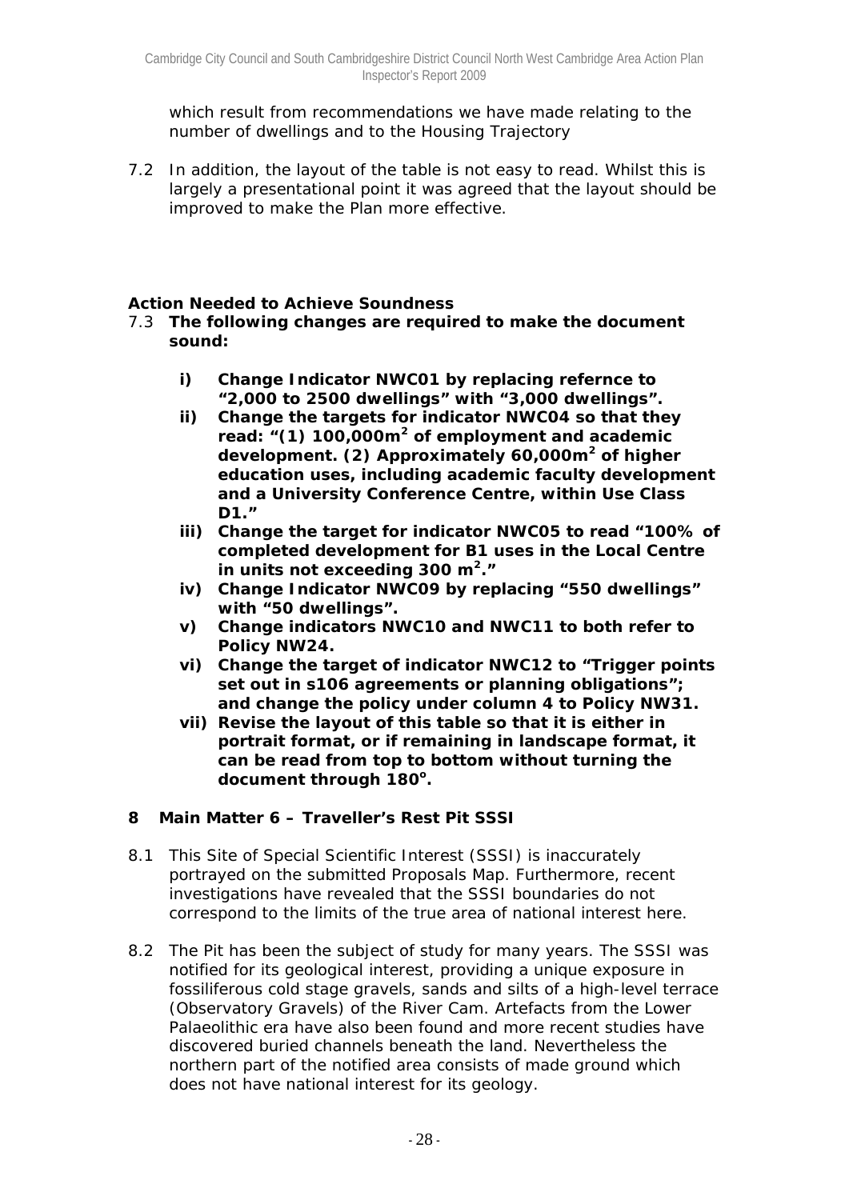which result from recommendations we have made relating to the number of dwellings and to the Housing Trajectory

7.2 In addition, the layout of the table is not easy to read. Whilst this is largely a presentational point it was agreed that the layout should be improved to make the Plan more effective.

**Action Needed to Achieve Soundness**

7.3 **The following changes are required to make the document sound:**

- **i) Change Indicator NWC01 by replacing refernce to "2,000 to 2500 dwellings" with "3,000 dwellings".**
- **ii) Change the targets for indicator NWC04 so that they read: "(1) 100,000m$^2$ of employment and academic development. (2) Approximately 60,000m$^2$ of higher education uses, including academic faculty development and a University Conference Centre, within Use Class D1."**
- **iii) Change the target for indicator NWC05 to read "100% of completed development for B1 uses in the Local Centre in units not exceeding 300 m$^2$."**
- **iv) Change Indicator NWC09 by replacing "550 dwellings" with "50 dwellings".**
- **v) Change indicators NWC10 and NWC11 to both refer to Policy NW24.**
- **vi) Change the target of indicator NWC12 to "Trigger points set out in s106 agreements or planning obligations"; and change the policy under column 4 to Policy NW31.**
- **vii) Revise the layout of this table so that it is either in portrait format, or if remaining in landscape format, it can be read from top to bottom without turning the document through 180$^o$.**

## 8 Main Matter 6 – Traveller's Rest Pit SSSI

8.1 This Site of Special Scientific Interest (SSSI) is inaccurately portrayed on the submitted Proposals Map. Furthermore, recent investigations have revealed that the SSSI boundaries do not correspond to the limits of the true area of national interest here.

8.2 The Pit has been the subject of study for many years. The SSSI was notified for its geological interest, providing a unique exposure in fossiliferous cold stage gravels, sands and silts of a high-level terrace (Observatory Gravels) of the River Cam. Artefacts from the Lower Palaeolithic era have also been found and more recent studies have discovered buried channels beneath the land. Nevertheless the northern part of the notified area consists of made ground which does not have national interest for its geology.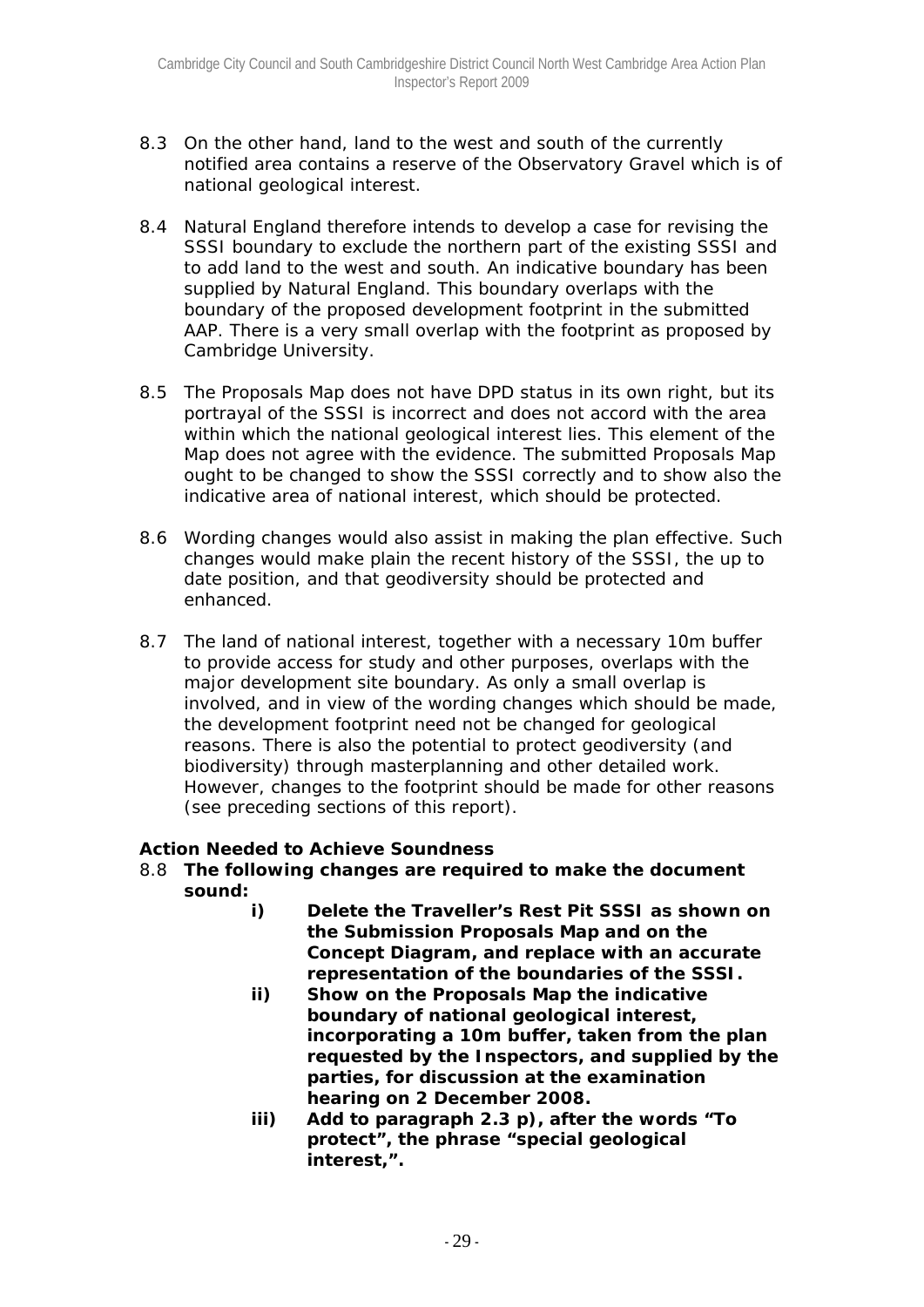8.3 On the other hand, land to the west and south of the currently notified area contains a reserve of the Observatory Gravel which is of national geological interest.

8.4 Natural England therefore intends to develop a case for revising the SSSI boundary to exclude the northern part of the existing SSSI and to add land to the west and south. An indicative boundary has been supplied by Natural England. This boundary overlaps with the boundary of the proposed development footprint in the submitted AAP. There is a very small overlap with the footprint as proposed by Cambridge University.

8.5 The Proposals Map does not have DPD status in its own right, but its portrayal of the SSSI is incorrect and does not accord with the area within which the national geological interest lies. This element of the Map does not agree with the evidence. The submitted Proposals Map ought to be changed to show the SSSI correctly and to show also the indicative area of national interest, which should be protected.

8.6 Wording changes would also assist in making the plan effective. Such changes would make plain the recent history of the SSSI, the up to date position, and that geodiversity should be protected and enhanced.

8.7 The land of national interest, together with a necessary 10m buffer to provide access for study and other purposes, overlaps with the major development site boundary. As only a small overlap is involved, and in view of the wording changes which should be made, the development footprint need not be changed for geological reasons. There is also the potential to protect geodiversity (and biodiversity) through masterplanning and other detailed work. However, changes to the footprint should be made for other reasons (see preceding sections of this report).

**Action Needed to Achieve Soundness**

8.8 **The following changes are required to make the document sound:**

- **i) Delete the Traveller's Rest Pit SSSI as shown on the Submission Proposals Map and on the Concept Diagram, and replace with an accurate representation of the boundaries of the SSSI.**
- **ii) Show on the Proposals Map the indicative boundary of national geological interest, incorporating a 10m buffer, taken from the plan requested by the Inspectors, and supplied by the parties, for discussion at the examination hearing on 2 December 2008.**
- **iii) Add to paragraph 2.3 p), after the words "To protect", the phrase "special geological interest,".**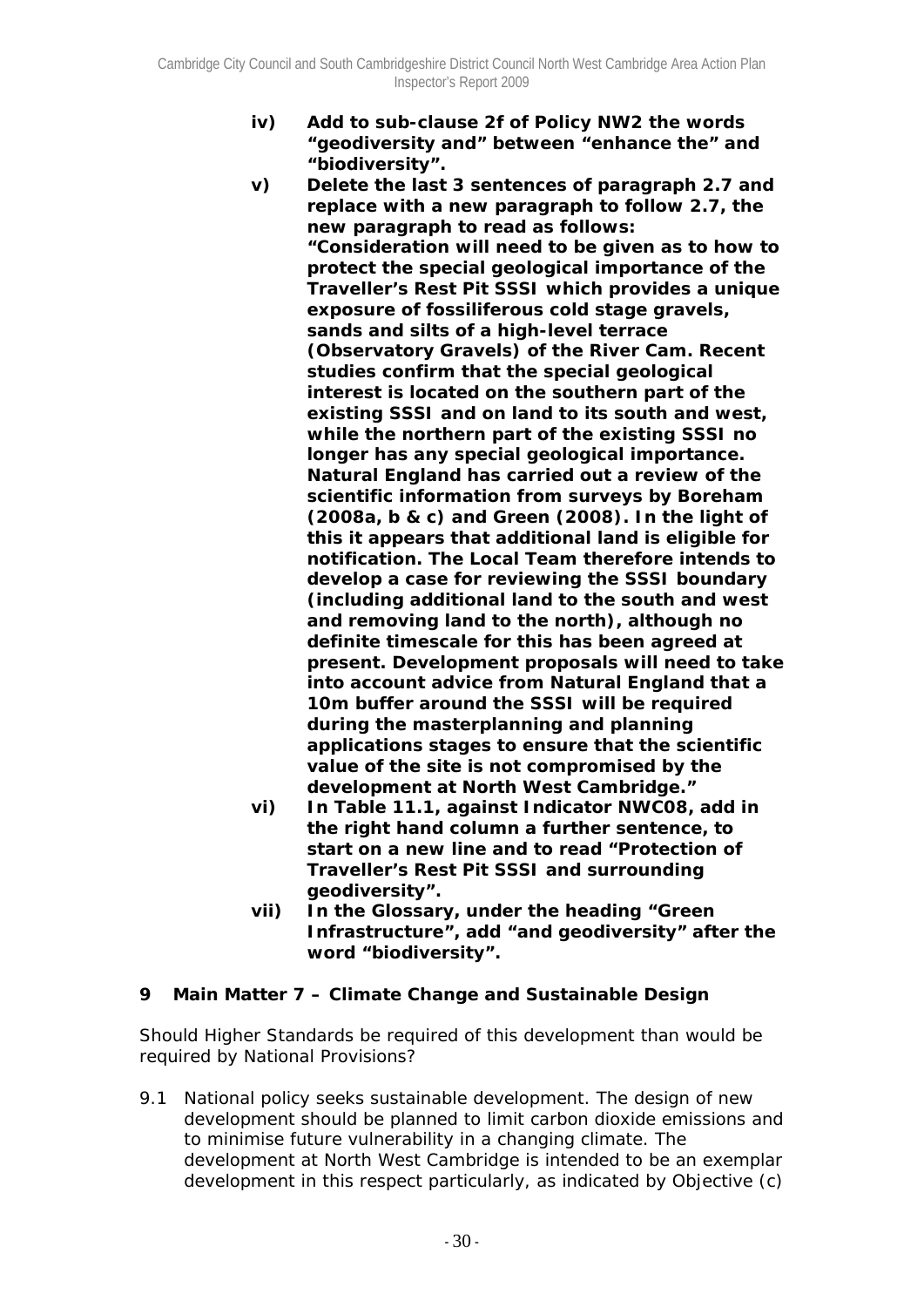**iv) Add to sub-clause 2f of Policy NW2 the words "geodiversity and" between "enhance the" and "biodiversity".**

**v) Delete the last 3 sentences of paragraph 2.7 and replace with a new paragraph to follow 2.7, the new paragraph to read as follows: "Consideration will need to be given as to how to protect the special geological importance of the Traveller's Rest Pit SSSI which provides a unique exposure of fossiliferous cold stage gravels, sands and silts of a high-level terrace (Observatory Gravels) of the River Cam. Recent studies confirm that the special geological interest is located on the southern part of the existing SSSI and on land to its south and west, while the northern part of the existing SSSI no longer has any special geological importance. Natural England has carried out a review of the scientific information from surveys by Boreham (2008a, b & c) and Green (2008). In the light of this it appears that additional land is eligible for notification. The Local Team therefore intends to develop a case for reviewing the SSSI boundary (including additional land to the south and west and removing land to the north), although no definite timescale for this has been agreed at present. Development proposals will need to take into account advice from Natural England that a 10m buffer around the SSSI will be required during the masterplanning and planning applications stages to ensure that the scientific value of the site is not compromised by the development at North West Cambridge."**

**vi) In Table 11.1, against Indicator NWC08, add in the right hand column a further sentence, to start on a new line and to read "Protection of Traveller's Rest Pit SSSI and surrounding geodiversity".**

**vii) In the Glossary, under the heading "Green Infrastructure", add "and geodiversity" after the word "biodiversity".**

## 9 Main Matter 7 – Climate Change and Sustainable Design

*Should Higher Standards be required of this development than would be required by National Provisions?*

9.1 National policy seeks sustainable development. The design of new development should be planned to limit carbon dioxide emissions and to minimise future vulnerability in a changing climate. The development at North West Cambridge is intended to be an exemplar development in this respect particularly, as indicated by Objective (c)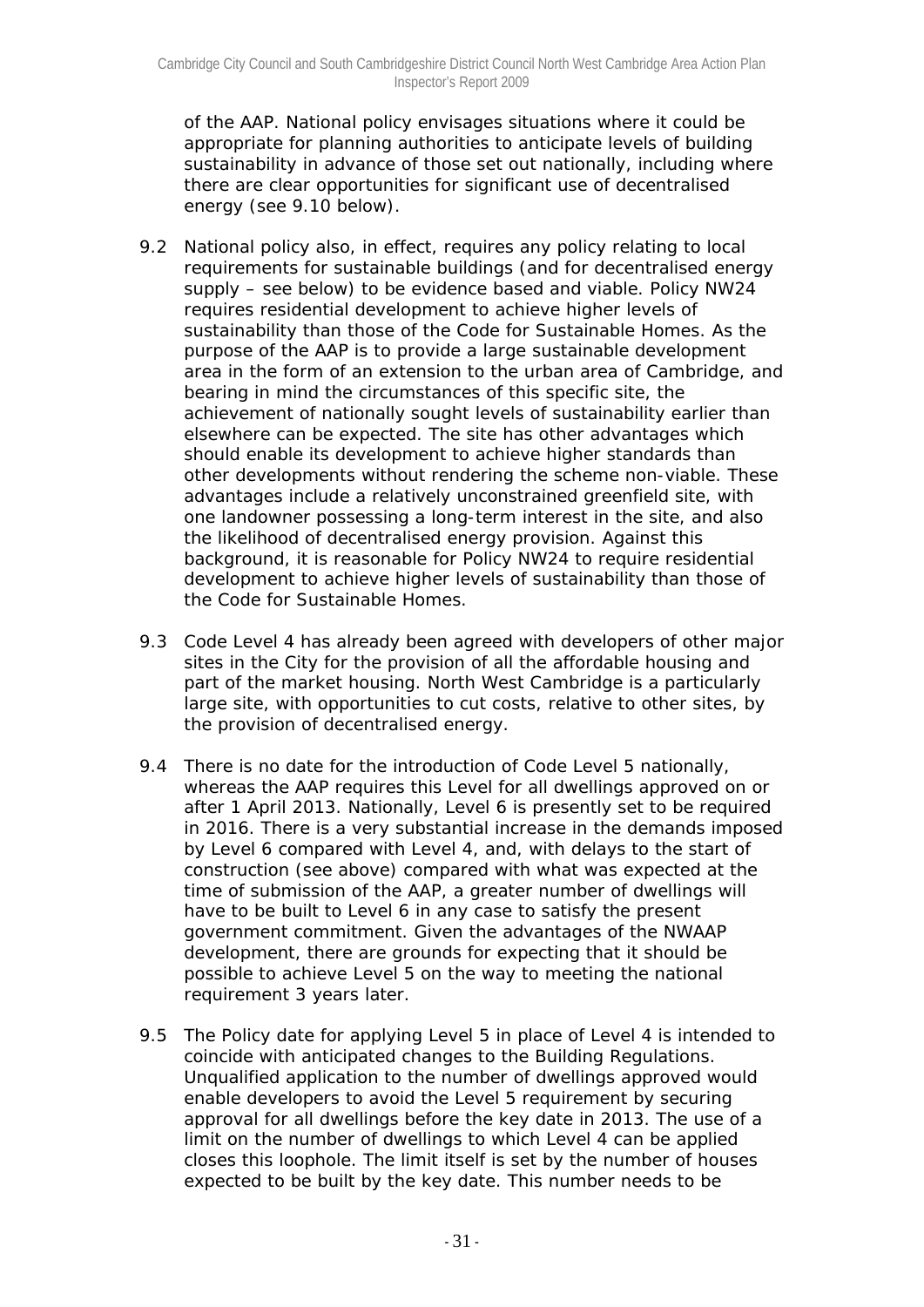of the AAP. National policy envisages situations where it could be appropriate for planning authorities to anticipate levels of building sustainability in advance of those set out nationally, including where there are clear opportunities for significant use of decentralised energy (see 9.10 below).

9.2 National policy also, in effect, requires any policy relating to local requirements for sustainable buildings (and for decentralised energy supply – see below) to be evidence based and viable. Policy NW24 requires residential development to achieve higher levels of sustainability than those of the Code for Sustainable Homes. As the purpose of the AAP is to provide a large sustainable development area in the form of an extension to the urban area of Cambridge, and bearing in mind the circumstances of this specific site, the achievement of nationally sought levels of sustainability earlier than elsewhere can be expected. The site has other advantages which should enable its development to achieve higher standards than other developments without rendering the scheme non-viable. These advantages include a relatively unconstrained greenfield site, with one landowner possessing a long-term interest in the site, and also the likelihood of decentralised energy provision. Against this background, it is reasonable for Policy NW24 to require residential development to achieve higher levels of sustainability than those of the Code for Sustainable Homes.

9.3 Code Level 4 has already been agreed with developers of other major sites in the City for the provision of all the affordable housing and part of the market housing. North West Cambridge is a particularly large site, with opportunities to cut costs, relative to other sites, by the provision of decentralised energy.

9.4 There is no date for the introduction of Code Level 5 nationally, whereas the AAP requires this Level for all dwellings approved on or after 1 April 2013. Nationally, Level 6 is presently set to be required in 2016. There is a very substantial increase in the demands imposed by Level 6 compared with Level 4, and, with delays to the start of construction (see above) compared with what was expected at the time of submission of the AAP, a greater number of dwellings will have to be built to Level 6 in any case to satisfy the present government commitment. Given the advantages of the NWAAP development, there are grounds for expecting that it should be possible to achieve Level 5 on the way to meeting the national requirement 3 years later.

9.5 The Policy date for applying Level 5 in place of Level 4 is intended to coincide with anticipated changes to the Building Regulations. Unqualified application to the number of dwellings approved would enable developers to avoid the Level 5 requirement by securing approval for all dwellings before the key date in 2013. The use of a limit on the number of dwellings to which Level 4 can be applied closes this loophole. The limit itself is set by the number of houses expected to be built by the key date. This number needs to be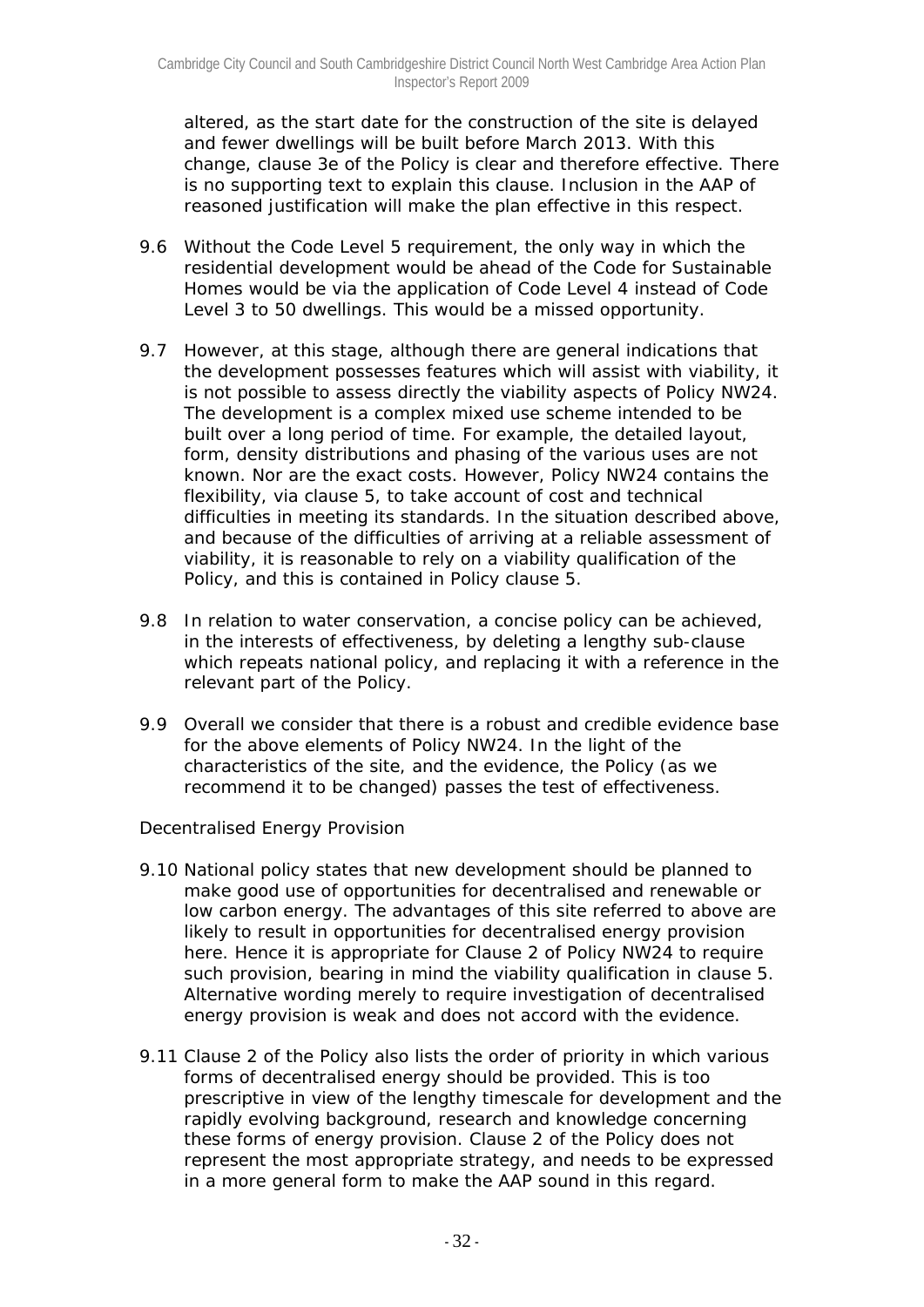altered, as the start date for the construction of the site is delayed and fewer dwellings will be built before March 2013. With this change, clause 3e of the Policy is clear and therefore effective. There is no supporting text to explain this clause. Inclusion in the AAP of reasoned justification will make the plan effective in this respect.

9.6 Without the Code Level 5 requirement, the only way in which the residential development would be ahead of the Code for Sustainable Homes would be via the application of Code Level 4 instead of Code Level 3 to 50 dwellings. This would be a missed opportunity.

9.7 However, at this stage, although there are general indications that the development possesses features which will assist with viability, it is not possible to assess directly the viability aspects of Policy NW24. The development is a complex mixed use scheme intended to be built over a long period of time. For example, the detailed layout, form, density distributions and phasing of the various uses are not known. Nor are the exact costs. However, Policy NW24 contains the flexibility, via clause 5, to take account of cost and technical difficulties in meeting its standards. In the situation described above, and because of the difficulties of arriving at a reliable assessment of viability, it is reasonable to rely on a viability qualification of the Policy, and this is contained in Policy clause 5.

9.8 In relation to water conservation, a concise policy can be achieved, in the interests of effectiveness, by deleting a lengthy sub-clause which repeats national policy, and replacing it with a reference in the relevant part of the Policy.

9.9 Overall we consider that there is a robust and credible evidence base for the above elements of Policy NW24. In the light of the characteristics of the site, and the evidence, the Policy (as we recommend it to be changed) passes the test of effectiveness.

Decentralised Energy Provision

9.10 National policy states that new development should be planned to make good use of opportunities for decentralised and renewable or low carbon energy. The advantages of this site referred to above are likely to result in opportunities for decentralised energy provision here. Hence it is appropriate for Clause 2 of Policy NW24 to require such provision, bearing in mind the viability qualification in clause 5. Alternative wording merely to require investigation of decentralised energy provision is weak and does not accord with the evidence.

9.11 Clause 2 of the Policy also lists the order of priority in which various forms of decentralised energy should be provided. This is too prescriptive in view of the lengthy timescale for development and the rapidly evolving background, research and knowledge concerning these forms of energy provision. Clause 2 of the Policy does not represent the most appropriate strategy, and needs to be expressed in a more general form to make the AAP sound in this regard.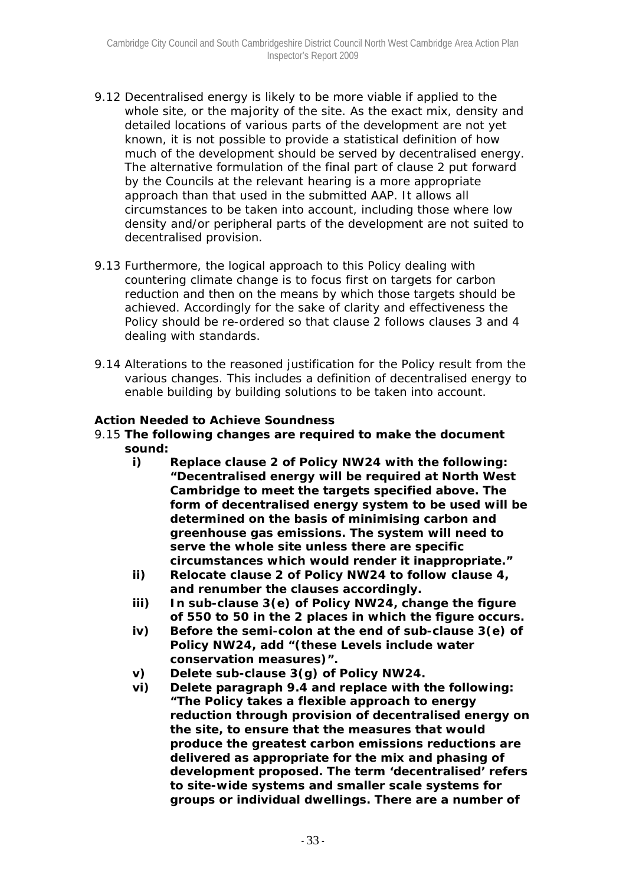9.12 Decentralised energy is likely to be more viable if applied to the whole site, or the majority of the site. As the exact mix, density and detailed locations of various parts of the development are not yet known, it is not possible to provide a statistical definition of how much of the development should be served by decentralised energy. The alternative formulation of the final part of clause 2 put forward by the Councils at the relevant hearing is a more appropriate approach than that used in the submitted AAP. It allows all circumstances to be taken into account, including those where low density and/or peripheral parts of the development are not suited to decentralised provision.

9.13 Furthermore, the logical approach to this Policy dealing with countering climate change is to focus first on targets for carbon reduction and then on the means by which those targets should be achieved. Accordingly for the sake of clarity and effectiveness the Policy should be re-ordered so that clause 2 follows clauses 3 and 4 dealing with standards.

9.14 Alterations to the reasoned justification for the Policy result from the various changes. This includes a definition of decentralised energy to enable building by building solutions to be taken into account.

**Action Needed to Achieve Soundness**

9.15 **The following changes are required to make the document sound:**

- **i) Replace clause 2 of Policy NW24 with the following: "Decentralised energy will be required at North West Cambridge to meet the targets specified above. The form of decentralised energy system to be used will be determined on the basis of minimising carbon and greenhouse gas emissions. The system will need to serve the whole site unless there are specific circumstances which would render it inappropriate."**
- **ii) Relocate clause 2 of Policy NW24 to follow clause 4, and renumber the clauses accordingly.**
- **iii) In sub-clause 3(e) of Policy NW24, change the figure of 550 to 50 in the 2 places in which the figure occurs.**
- **iv) Before the semi-colon at the end of sub-clause 3(e) of Policy NW24, add "(these Levels include water conservation measures)".**
- **v) Delete sub-clause 3(g) of Policy NW24.**
- **vi) Delete paragraph 9.4 and replace with the following: "The Policy takes a flexible approach to energy reduction through provision of decentralised energy on the site, to ensure that the measures that would produce the greatest carbon emissions reductions are delivered as appropriate for the mix and phasing of development proposed. The term 'decentralised' refers to site-wide systems and smaller scale systems for groups or individual dwellings. There are a number of**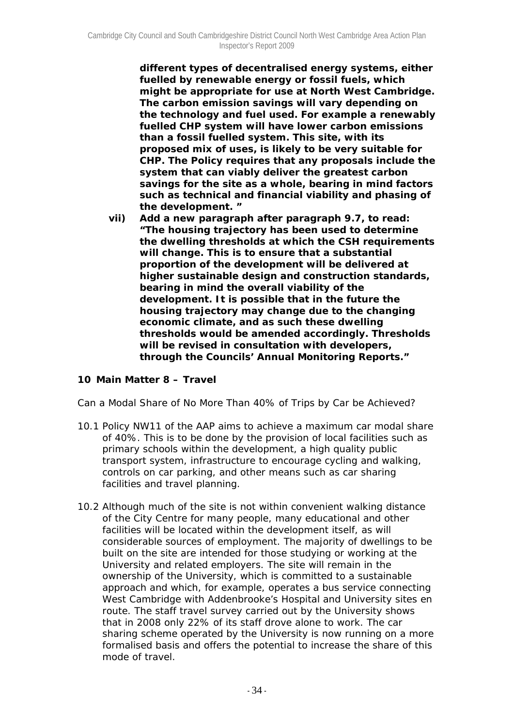**different types of decentralised energy systems, either fuelled by renewable energy or fossil fuels, which might be appropriate for use at North West Cambridge. The carbon emission savings will vary depending on the technology and fuel used. For example a renewably fuelled CHP system will have lower carbon emissions than a fossil fuelled system. This site, with its proposed mix of uses, is likely to be very suitable for CHP. The Policy requires that any proposals include the system that can viably deliver the greatest carbon savings for the site as a whole, bearing in mind factors such as technical and financial viability and phasing of the development. "**

**vii) Add a new paragraph after paragraph 9.7, to read: "The housing trajectory has been used to determine the dwelling thresholds at which the CSH requirements will change. This is to ensure that a substantial proportion of the development will be delivered at higher sustainable design and construction standards, bearing in mind the overall viability of the development. It is possible that in the future the housing trajectory may change due to the changing economic climate, and as such these dwelling thresholds would be amended accordingly. Thresholds will be revised in consultation with developers, through the Councils' Annual Monitoring Reports."**

## 10 Main Matter 8 – Travel

*Can a Modal Share of No More Than 40% of Trips by Car be Achieved?*

10.1 Policy NW11 of the AAP aims to achieve a maximum car modal share of 40%. This is to be done by the provision of local facilities such as primary schools within the development, a high quality public transport system, infrastructure to encourage cycling and walking, controls on car parking, and other means such as car sharing facilities and travel planning.

10.2 Although much of the site is not within convenient walking distance of the City Centre for many people, many educational and other facilities will be located within the development itself, as will considerable sources of employment. The majority of dwellings to be built on the site are intended for those studying or working at the University and related employers. The site will remain in the ownership of the University, which is committed to a sustainable approach and which, for example, operates a bus service connecting West Cambridge with Addenbrooke's Hospital and University sites en route. The staff travel survey carried out by the University shows that in 2008 only 22% of its staff drove alone to work. The car sharing scheme operated by the University is now running on a more formalised basis and offers the potential to increase the share of this mode of travel.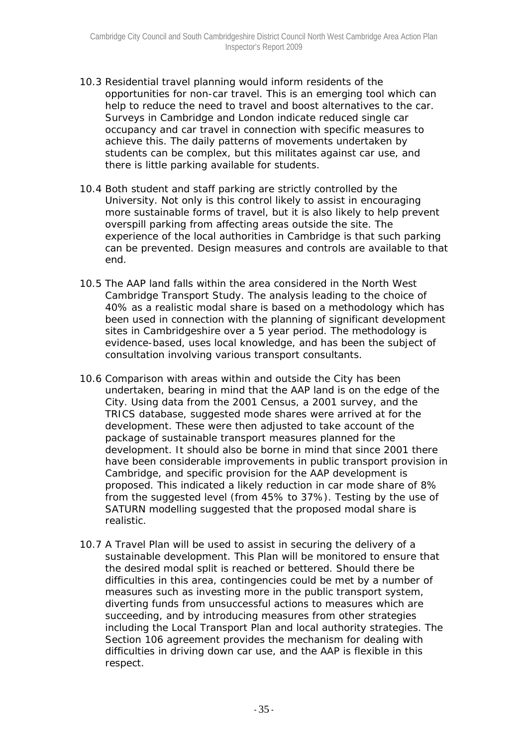10.3 Residential travel planning would inform residents of the opportunities for non-car travel. This is an emerging tool which can help to reduce the need to travel and boost alternatives to the car. Surveys in Cambridge and London indicate reduced single car occupancy and car travel in connection with specific measures to achieve this. The daily patterns of movements undertaken by students can be complex, but this militates against car use, and there is little parking available for students.

10.4 Both student and staff parking are strictly controlled by the University. Not only is this control likely to assist in encouraging more sustainable forms of travel, but it is also likely to help prevent overspill parking from affecting areas outside the site. The experience of the local authorities in Cambridge is that such parking can be prevented. Design measures and controls are available to that end.

10.5 The AAP land falls within the area considered in the North West Cambridge Transport Study. The analysis leading to the choice of 40% as a realistic modal share is based on a methodology which has been used in connection with the planning of significant development sites in Cambridgeshire over a 5 year period. The methodology is evidence-based, uses local knowledge, and has been the subject of consultation involving various transport consultants.

10.6 Comparison with areas within and outside the City has been undertaken, bearing in mind that the AAP land is on the edge of the City. Using data from the 2001 Census, a 2001 survey, and the TRICS database, suggested mode shares were arrived at for the development. These were then adjusted to take account of the package of sustainable transport measures planned for the development. It should also be borne in mind that since 2001 there have been considerable improvements in public transport provision in Cambridge, and specific provision for the AAP development is proposed. This indicated a likely reduction in car mode share of 8% from the suggested level (from 45% to 37%). Testing by the use of SATURN modelling suggested that the proposed modal share is realistic.

10.7 A Travel Plan will be used to assist in securing the delivery of a sustainable development. This Plan will be monitored to ensure that the desired modal split is reached or bettered. Should there be difficulties in this area, contingencies could be met by a number of measures such as investing more in the public transport system, diverting funds from unsuccessful actions to measures which are succeeding, and by introducing measures from other strategies including the Local Transport Plan and local authority strategies. The Section 106 agreement provides the mechanism for dealing with difficulties in driving down car use, and the AAP is flexible in this respect.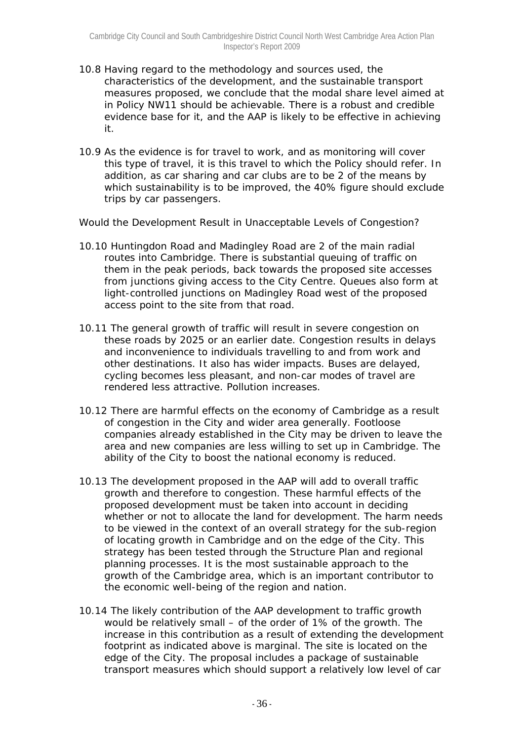10.8 Having regard to the methodology and sources used, the characteristics of the development, and the sustainable transport measures proposed, we conclude that the modal share level aimed at in Policy NW11 should be achievable. There is a robust and credible evidence base for it, and the AAP is likely to be effective in achieving it.

10.9 As the evidence is for travel to work, and as monitoring will cover this type of travel, it is this travel to which the Policy should refer. In addition, as car sharing and car clubs are to be 2 of the means by which sustainability is to be improved, the 40% figure should exclude trips by car passengers.

Would the Development Result in Unacceptable Levels of Congestion?

10.10 Huntingdon Road and Madingley Road are 2 of the main radial routes into Cambridge. There is substantial queuing of traffic on them in the peak periods, back towards the proposed site accesses from junctions giving access to the City Centre. Queues also form at light-controlled junctions on Madingley Road west of the proposed access point to the site from that road.

10.11 The general growth of traffic will result in severe congestion on these roads by 2025 or an earlier date. Congestion results in delays and inconvenience to individuals travelling to and from work and other destinations. It also has wider impacts. Buses are delayed, cycling becomes less pleasant, and non-car modes of travel are rendered less attractive. Pollution increases.

10.12 There are harmful effects on the economy of Cambridge as a result of congestion in the City and wider area generally. Footloose companies already established in the City may be driven to leave the area and new companies are less willing to set up in Cambridge. The ability of the City to boost the national economy is reduced.

10.13 The development proposed in the AAP will add to overall traffic growth and therefore to congestion. These harmful effects of the proposed development must be taken into account in deciding whether or not to allocate the land for development. The harm needs to be viewed in the context of an overall strategy for the sub-region of locating growth in Cambridge and on the edge of the City. This strategy has been tested through the Structure Plan and regional planning processes. It is the most sustainable approach to the growth of the Cambridge area, which is an important contributor to the economic well-being of the region and nation.

10.14 The likely contribution of the AAP development to traffic growth would be relatively small – of the order of 1% of the growth. The increase in this contribution as a result of extending the development footprint as indicated above is marginal. The site is located on the edge of the City. The proposal includes a package of sustainable transport measures which should support a relatively low level of car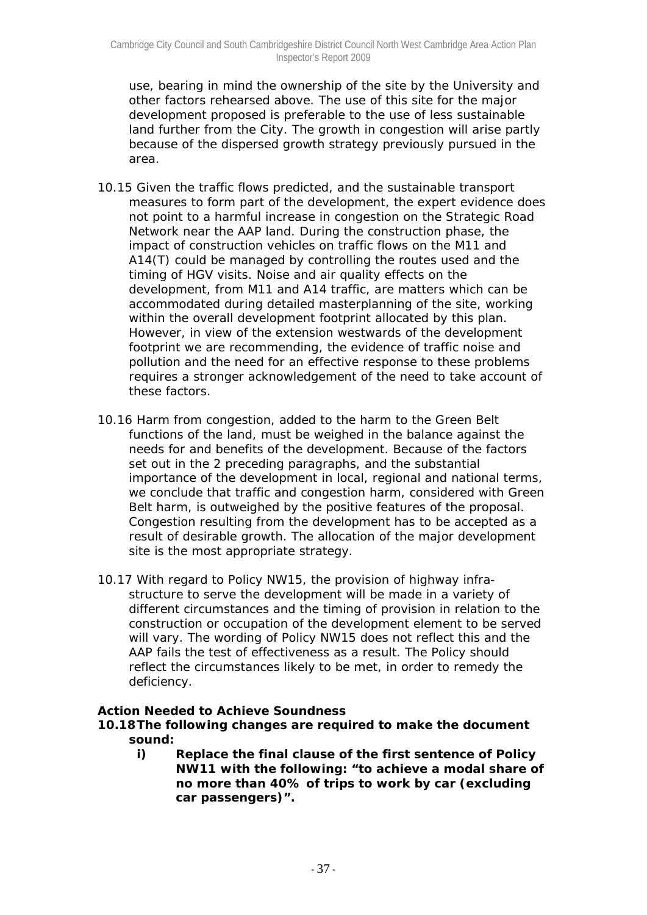use, bearing in mind the ownership of the site by the University and other factors rehearsed above. The use of this site for the major development proposed is preferable to the use of less sustainable land further from the City. The growth in congestion will arise partly because of the dispersed growth strategy previously pursued in the area.

10.15 Given the traffic flows predicted, and the sustainable transport measures to form part of the development, the expert evidence does not point to a harmful increase in congestion on the Strategic Road Network near the AAP land. During the construction phase, the impact of construction vehicles on traffic flows on the M11 and A14(T) could be managed by controlling the routes used and the timing of HGV visits. Noise and air quality effects on the development, from M11 and A14 traffic, are matters which can be accommodated during detailed masterplanning of the site, working within the overall development footprint allocated by this plan. However, in view of the extension westwards of the development footprint we are recommending, the evidence of traffic noise and pollution and the need for an effective response to these problems requires a stronger acknowledgement of the need to take account of these factors.

10.16 Harm from congestion, added to the harm to the Green Belt functions of the land, must be weighed in the balance against the needs for and benefits of the development. Because of the factors set out in the 2 preceding paragraphs, and the substantial importance of the development in local, regional and national terms, we conclude that traffic and congestion harm, considered with Green Belt harm, is outweighed by the positive features of the proposal. Congestion resulting from the development has to be accepted as a result of desirable growth. The allocation of the major development site is the most appropriate strategy.

10.17 With regard to Policy NW15, the provision of highway infrastructure to serve the development will be made in a variety of different circumstances and the timing of provision in relation to the construction or occupation of the development element to be served will vary. The wording of Policy NW15 does not reflect this and the AAP fails the test of effectiveness as a result. The Policy should reflect the circumstances likely to be met, in order to remedy the deficiency.

**Action Needed to Achieve Soundness**

**10.18 The following changes are required to make the document sound:**

**i) Replace the final clause of the first sentence of Policy NW11 with the following: "to achieve a modal share of no more than 40% of trips to work by car (excluding car passengers)".**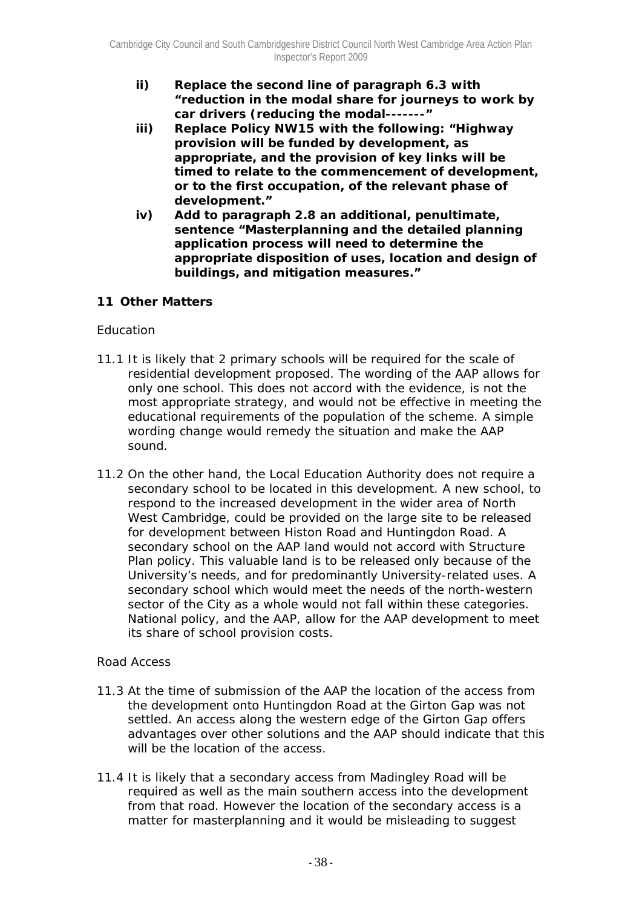**ii) Replace the second line of paragraph 6.3 with "reduction in the modal share for journeys to work by car drivers (reducing the modal-------"**

**iii) Replace Policy NW15 with the following: "Highway provision will be funded by development, as appropriate, and the provision of key links will be timed to relate to the commencement of development, or to the first occupation, of the relevant phase of development."**

**iv) Add to paragraph 2.8 an additional, penultimate, sentence "Masterplanning and the detailed planning application process will need to determine the appropriate disposition of uses, location and design of buildings, and mitigation measures."**

## 11 Other Matters

Education

11.1 It is likely that 2 primary schools will be required for the scale of residential development proposed. The wording of the AAP allows for only one school. This does not accord with the evidence, is not the most appropriate strategy, and would not be effective in meeting the educational requirements of the population of the scheme. A simple wording change would remedy the situation and make the AAP sound.

11.2 On the other hand, the Local Education Authority does not require a secondary school to be located in this development. A new school, to respond to the increased development in the wider area of North West Cambridge, could be provided on the large site to be released for development between Histon Road and Huntingdon Road. A secondary school on the AAP land would not accord with Structure Plan policy. This valuable land is to be released only because of the University's needs, and for predominantly University-related uses. A secondary school which would meet the needs of the north-western sector of the City as a whole would not fall within these categories. National policy, and the AAP, allow for the AAP development to meet its share of school provision costs.

Road Access

11.3 At the time of submission of the AAP the location of the access from the development onto Huntingdon Road at the Girton Gap was not settled. An access along the western edge of the Girton Gap offers advantages over other solutions and the AAP should indicate that this will be the location of the access.

11.4 It is likely that a secondary access from Madingley Road will be required as well as the main southern access into the development from that road. However the location of the secondary access is a matter for masterplanning and it would be misleading to suggest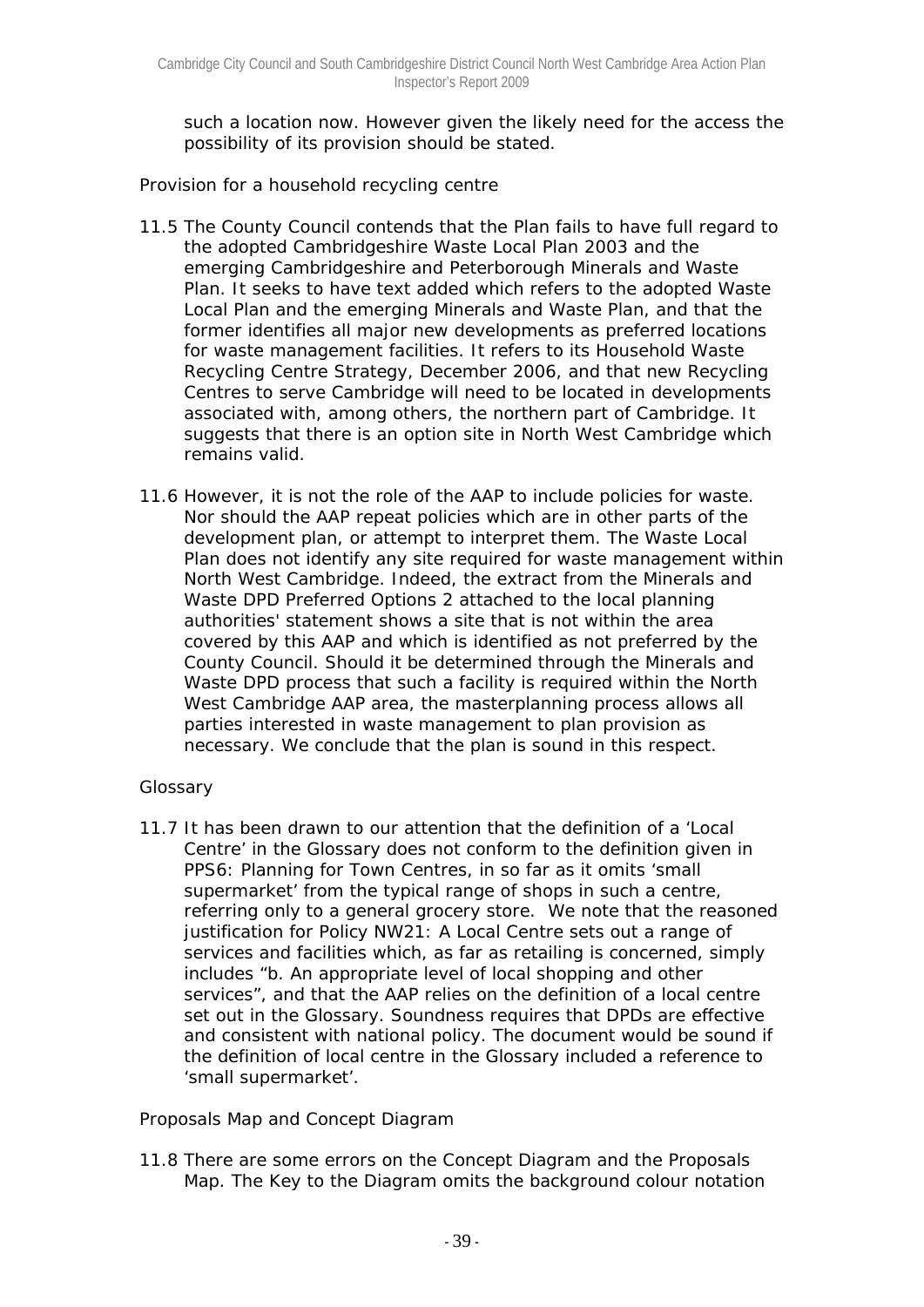such a location now. However given the likely need for the access the possibility of its provision should be stated.

Provision for a household recycling centre

11.5 The County Council contends that the Plan fails to have full regard to the adopted Cambridgeshire Waste Local Plan 2003 and the emerging Cambridgeshire and Peterborough Minerals and Waste Plan. It seeks to have text added which refers to the adopted Waste Local Plan and the emerging Minerals and Waste Plan, and that the former identifies all major new developments as preferred locations for waste management facilities. It refers to its Household Waste Recycling Centre Strategy, December 2006, and that new Recycling Centres to serve Cambridge will need to be located in developments associated with, among others, the northern part of Cambridge. It suggests that there is an option site in North West Cambridge which remains valid.

11.6 However, it is not the role of the AAP to include policies for waste. Nor should the AAP repeat policies which are in other parts of the development plan, or attempt to interpret them. The Waste Local Plan does not identify any site required for waste management within North West Cambridge. Indeed, the extract from the Minerals and Waste DPD Preferred Options 2 attached to the local planning authorities' statement shows a site that is not within the area covered by this AAP and which is identified as not preferred by the County Council. Should it be determined through the Minerals and Waste DPD process that such a facility is required within the North West Cambridge AAP area, the masterplanning process allows all parties interested in waste management to plan provision as necessary. We conclude that the plan is sound in this respect.

Glossary

11.7 It has been drawn to our attention that the definition of a 'Local Centre' in the Glossary does not conform to the definition given in PPS6: Planning for Town Centres, in so far as it omits 'small supermarket' from the typical range of shops in such a centre, referring only to a general grocery store. We note that the reasoned justification for Policy NW21: A Local Centre sets out a range of services and facilities which, as far as retailing is concerned, simply includes "b. An appropriate level of local shopping and other services", and that the AAP relies on the definition of a local centre set out in the Glossary. Soundness requires that DPDs are effective and consistent with national policy. The document would be sound if the definition of local centre in the Glossary included a reference to 'small supermarket'.

Proposals Map and Concept Diagram

11.8 There are some errors on the Concept Diagram and the Proposals Map. The Key to the Diagram omits the background colour notation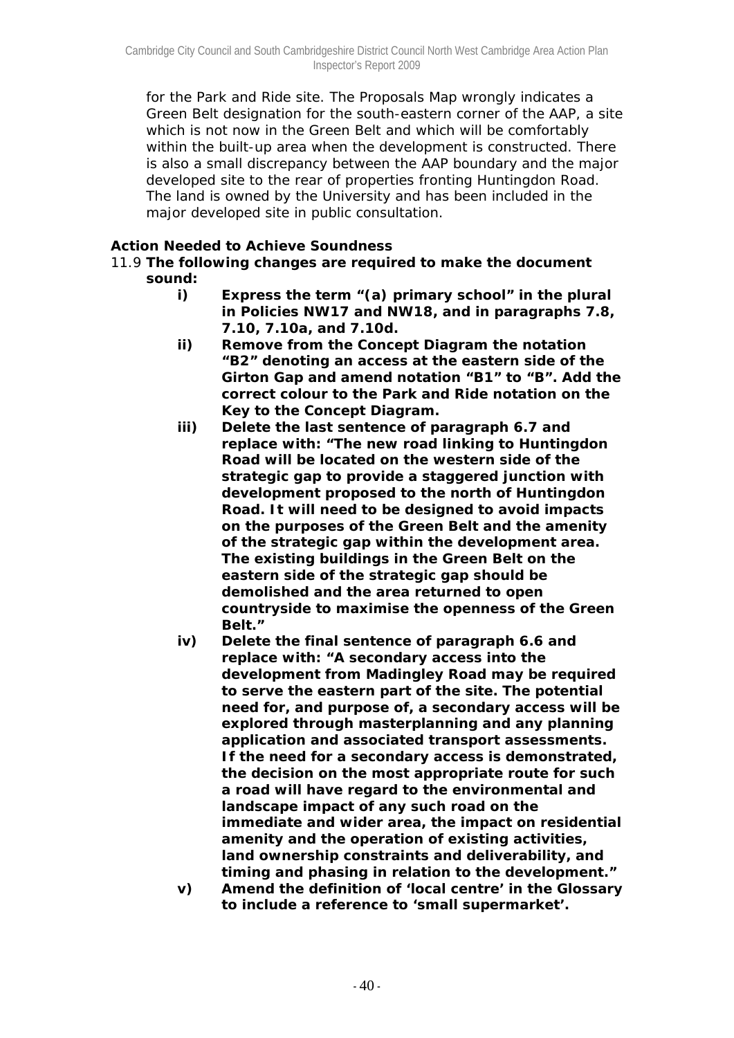for the Park and Ride site. The Proposals Map wrongly indicates a Green Belt designation for the south-eastern corner of the AAP, a site which is not now in the Green Belt and which will be comfortably within the built-up area when the development is constructed. There is also a small discrepancy between the AAP boundary and the major developed site to the rear of properties fronting Huntingdon Road. The land is owned by the University and has been included in the major developed site in public consultation.

**Action Needed to Achieve Soundness**

11.9 **The following changes are required to make the document sound:**

- **i) Express the term "(a) primary school" in the plural in Policies NW17 and NW18, and in paragraphs 7.8, 7.10, 7.10a, and 7.10d.**
- **ii) Remove from the Concept Diagram the notation "B2" denoting an access at the eastern side of the Girton Gap and amend notation "B1" to "B". Add the correct colour to the Park and Ride notation on the Key to the Concept Diagram.**
- **iii) Delete the last sentence of paragraph 6.7 and replace with: "The new road linking to Huntingdon Road will be located on the western side of the strategic gap to provide a staggered junction with development proposed to the north of Huntingdon Road. It will need to be designed to avoid impacts on the purposes of the Green Belt and the amenity of the strategic gap within the development area. The existing buildings in the Green Belt on the eastern side of the strategic gap should be demolished and the area returned to open countryside to maximise the openness of the Green Belt."**
- **iv) Delete the final sentence of paragraph 6.6 and replace with: "A secondary access into the development from Madingley Road may be required to serve the eastern part of the site. The potential need for, and purpose of, a secondary access will be explored through masterplanning and any planning application and associated transport assessments. If the need for a secondary access is demonstrated, the decision on the most appropriate route for such a road will have regard to the environmental and landscape impact of any such road on the immediate and wider area, the impact on residential amenity and the operation of existing activities, land ownership constraints and deliverability, and timing and phasing in relation to the development."**
- **v) Amend the definition of 'local centre' in the Glossary to include a reference to 'small supermarket'.**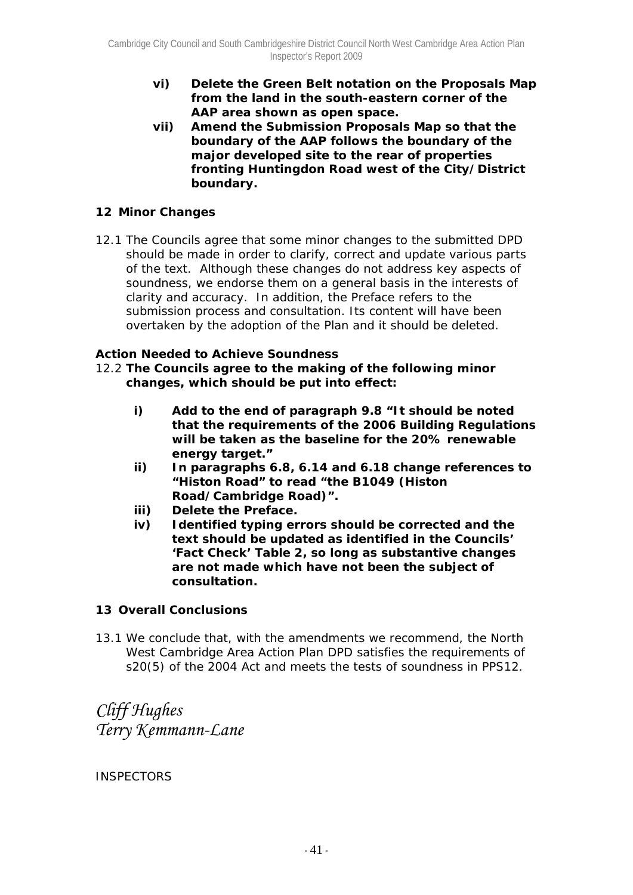**vi) Delete the Green Belt notation on the Proposals Map from the land in the south-eastern corner of the AAP area shown as open space.**

**vii) Amend the Submission Proposals Map so that the boundary of the AAP follows the boundary of the major developed site to the rear of properties fronting Huntingdon Road west of the City/District boundary.**

## 12 Minor Changes

12.1 The Councils agree that some minor changes to the submitted DPD should be made in order to clarify, correct and update various parts of the text. Although these changes do not address key aspects of soundness, we endorse them on a general basis in the interests of clarity and accuracy. In addition, the Preface refers to the submission process and consultation. Its content will have been overtaken by the adoption of the Plan and it should be deleted.

### Action Needed to Achieve Soundness

12.2 **The Councils agree to the making of the following minor changes, which should be put into effect:**

**i) Add to the end of paragraph 9.8 "It should be noted that the requirements of the 2006 Building Regulations will be taken as the baseline for the 20% renewable energy target."**

**ii) In paragraphs 6.8, 6.14 and 6.18 change references to "Histon Road" to read "the B1049 (Histon Road/Cambridge Road)".**

**iii) Delete the Preface.**

**iv) Identified typing errors should be corrected and the text should be updated as identified in the Councils' 'Fact Check' Table 2, so long as substantive changes are not made which have not been the subject of consultation.**

## 13 Overall Conclusions

13.1 We conclude that, with the amendments we recommend, the North West Cambridge Area Action Plan DPD satisfies the requirements of s20(5) of the 2004 Act and meets the tests of soundness in PPS12.

*Cliff Hughes*
*Terry Kemmann-Lane*

INSPECTORS